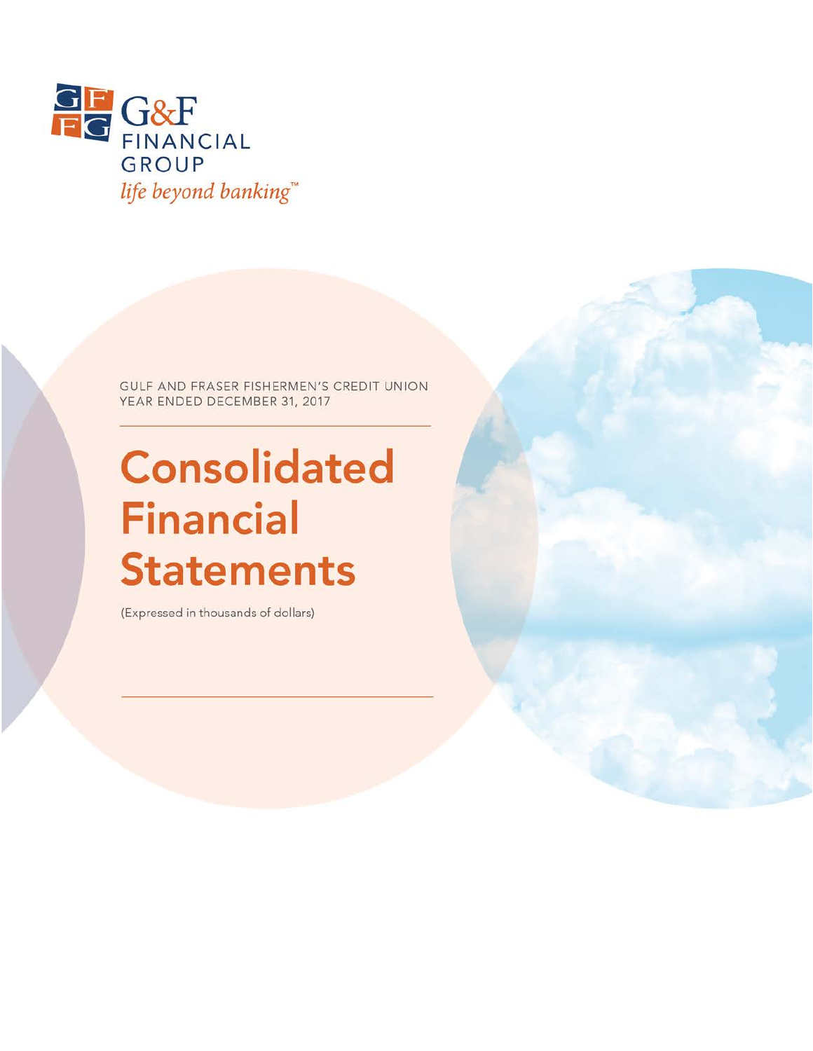G&F FINANCIAL GROUP

*life beyond banking*™

GULF AND FRASER FISHERMEN'S CREDIT UNION
YEAR ENDED DECEMBER 31, 2017

# Consolidated Financial Statements

(Expressed in thousands of dollars)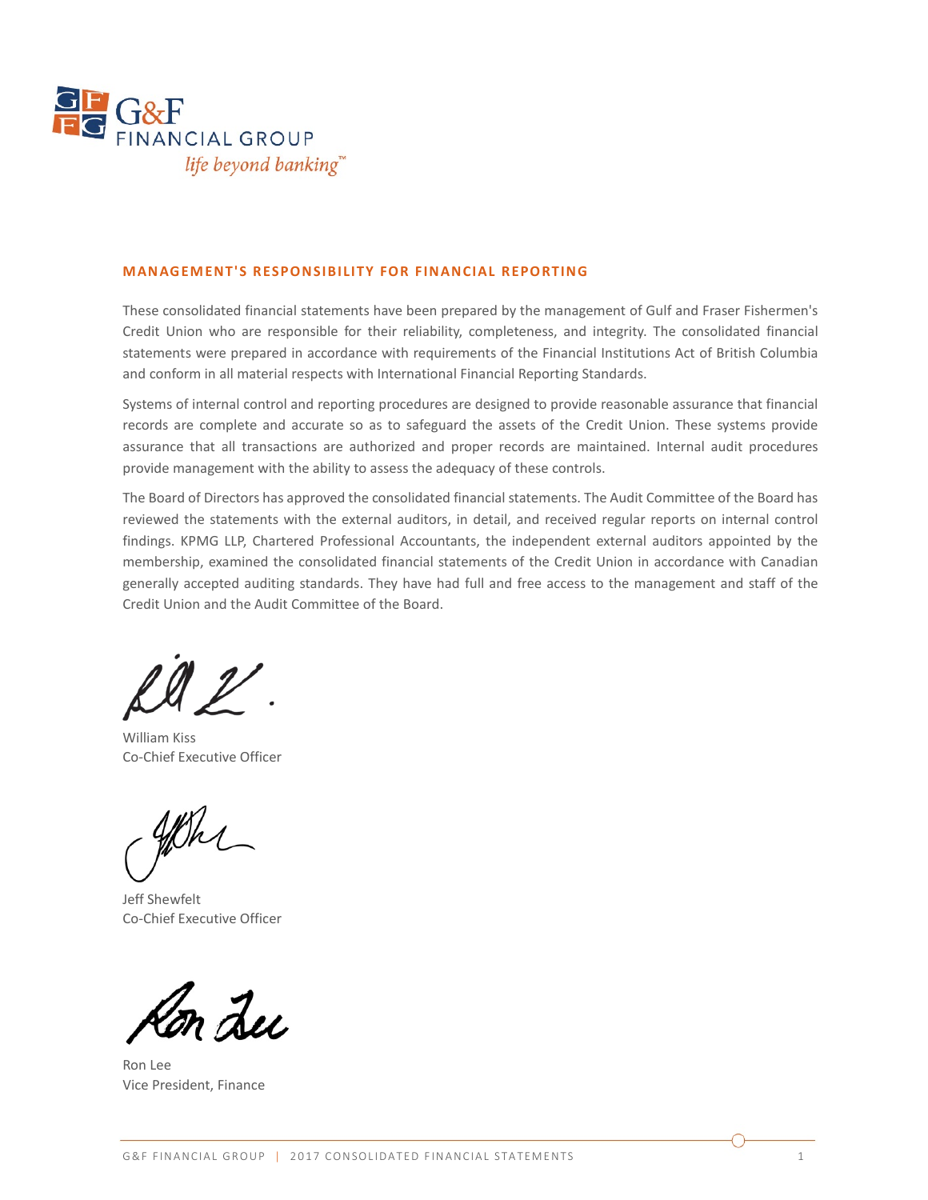## MANAGEMENT'S RESPONSIBILITY FOR FINANCIAL REPORTING

These consolidated financial statements have been prepared by the management of Gulf and Fraser Fishermen's Credit Union who are responsible for their reliability, completeness, and integrity. The consolidated financial statements were prepared in accordance with requirements of the Financial Institutions Act of British Columbia and conform in all material respects with International Financial Reporting Standards.

Systems of internal control and reporting procedures are designed to provide reasonable assurance that financial records are complete and accurate so as to safeguard the assets of the Credit Union. These systems provide assurance that all transactions are authorized and proper records are maintained. Internal audit procedures provide management with the ability to assess the adequacy of these controls.

The Board of Directors has approved the consolidated financial statements. The Audit Committee of the Board has reviewed the statements with the external auditors, in detail, and received regular reports on internal control findings. KPMG LLP, Chartered Professional Accountants, the independent external auditors appointed by the membership, examined the consolidated financial statements of the Credit Union in accordance with Canadian generally accepted auditing standards. They have had full and free access to the management and staff of the Credit Union and the Audit Committee of the Board.

William Kiss
Co-Chief Executive Officer

Jeff Shewfelt
Co-Chief Executive Officer

Ron Lee
Vice President, Finance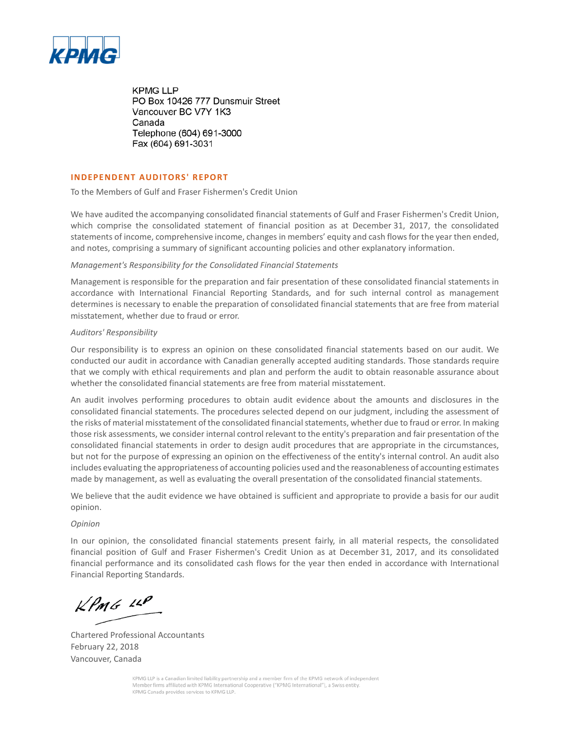KPMG LLP
PO Box 10426 777 Dunsmuir Street
Vancouver BC V7Y 1K3
Canada
Telephone (604) 691-3000
Fax (604) 691-3031

## INDEPENDENT AUDITORS' REPORT

To the Members of Gulf and Fraser Fishermen's Credit Union

We have audited the accompanying consolidated financial statements of Gulf and Fraser Fishermen's Credit Union, which comprise the consolidated statement of financial position as at December 31, 2017, the consolidated statements of income, comprehensive income, changes in members' equity and cash flows for the year then ended, and notes, comprising a summary of significant accounting policies and other explanatory information.

*Management's Responsibility for the Consolidated Financial Statements*

Management is responsible for the preparation and fair presentation of these consolidated financial statements in accordance with International Financial Reporting Standards, and for such internal control as management determines is necessary to enable the preparation of consolidated financial statements that are free from material misstatement, whether due to fraud or error.

*Auditors' Responsibility*

Our responsibility is to express an opinion on these consolidated financial statements based on our audit. We conducted our audit in accordance with Canadian generally accepted auditing standards. Those standards require that we comply with ethical requirements and plan and perform the audit to obtain reasonable assurance about whether the consolidated financial statements are free from material misstatement.

An audit involves performing procedures to obtain audit evidence about the amounts and disclosures in the consolidated financial statements. The procedures selected depend on our judgment, including the assessment of the risks of material misstatement of the consolidated financial statements, whether due to fraud or error. In making those risk assessments, we consider internal control relevant to the entity's preparation and fair presentation of the consolidated financial statements in order to design audit procedures that are appropriate in the circumstances, but not for the purpose of expressing an opinion on the effectiveness of the entity's internal control. An audit also includes evaluating the appropriateness of accounting policies used and the reasonableness of accounting estimates made by management, as well as evaluating the overall presentation of the consolidated financial statements.

We believe that the audit evidence we have obtained is sufficient and appropriate to provide a basis for our audit opinion.

*Opinion*

In our opinion, the consolidated financial statements present fairly, in all material respects, the consolidated financial position of Gulf and Fraser Fishermen's Credit Union as at December 31, 2017, and its consolidated financial performance and its consolidated cash flows for the year then ended in accordance with International Financial Reporting Standards.

KPMG LLP

Chartered Professional Accountants
February 22, 2018
Vancouver, Canada

KPMG LLP is a Canadian limited liability partnership and a member firm of the KPMG network of independent member firms affiliated with KPMG International Cooperative ("KPMG International"), a Swiss entity.
KPMG Canada provides services to KPMG LLP.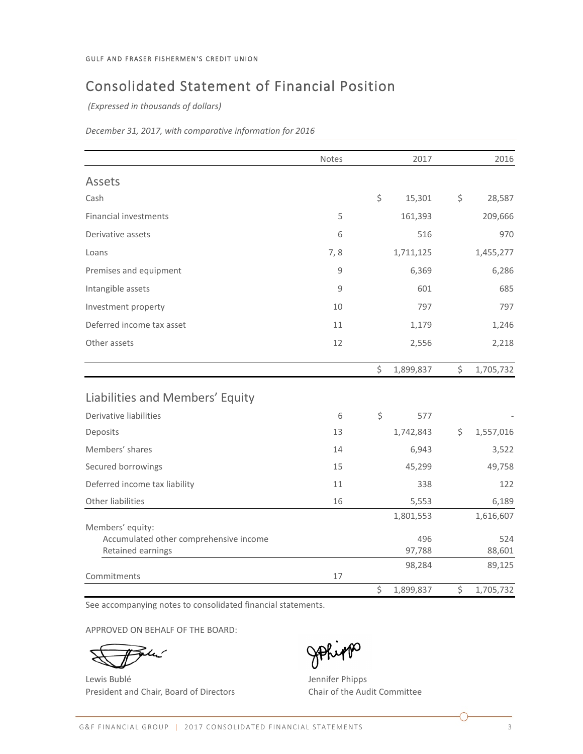GULF AND FRASER FISHERMEN'S CREDIT UNION

# Consolidated Statement of Financial Position

*(Expressed in thousands of dollars)*

*December 31, 2017, with comparative information for 2016*

| | Notes | 2017 | 2016 |
|---|---|---|---|
| **Assets** | | | |
| Cash | | $ 15,301 | $ 28,587 |
| Financial investments | 5 | 161,393 | 209,666 |
| Derivative assets | 6 | 516 | 970 |
| Loans | 7, 8 | 1,711,125 | 1,455,277 |
| Premises and equipment | 9 | 6,369 | 6,286 |
| Intangible assets | 9 | 601 | 685 |
| Investment property | 10 | 797 | 797 |
| Deferred income tax asset | 11 | 1,179 | 1,246 |
| Other assets | 12 | 2,556 | 2,218 |
| | | $ 1,899,837 | $ 1,705,732 |
| **Liabilities and Members' Equity** | | | |
| Derivative liabilities | 6 | $ 577 | - |
| Deposits | 13 | 1,742,843 | $ 1,557,016 |
| Members' shares | 14 | 6,943 | 3,522 |
| Secured borrowings | 15 | 45,299 | 49,758 |
| Deferred income tax liability | 11 | 338 | 122 |
| Other liabilities | 16 | 5,553 | 6,189 |
| | | 1,801,553 | 1,616,607 |
| Members' equity: | | | |
| Accumulated other comprehensive income | | 496 | 524 |
| Retained earnings | | 97,788 | 88,601 |
| | | 98,284 | 89,125 |
| Commitments | 17 | | |
| | | $ 1,899,837 | $ 1,705,732 |

See accompanying notes to consolidated financial statements.

APPROVED ON BEHALF OF THE BOARD:

Lewis Bublé
President and Chair, Board of Directors

Jennifer Phipps
Chair of the Audit Committee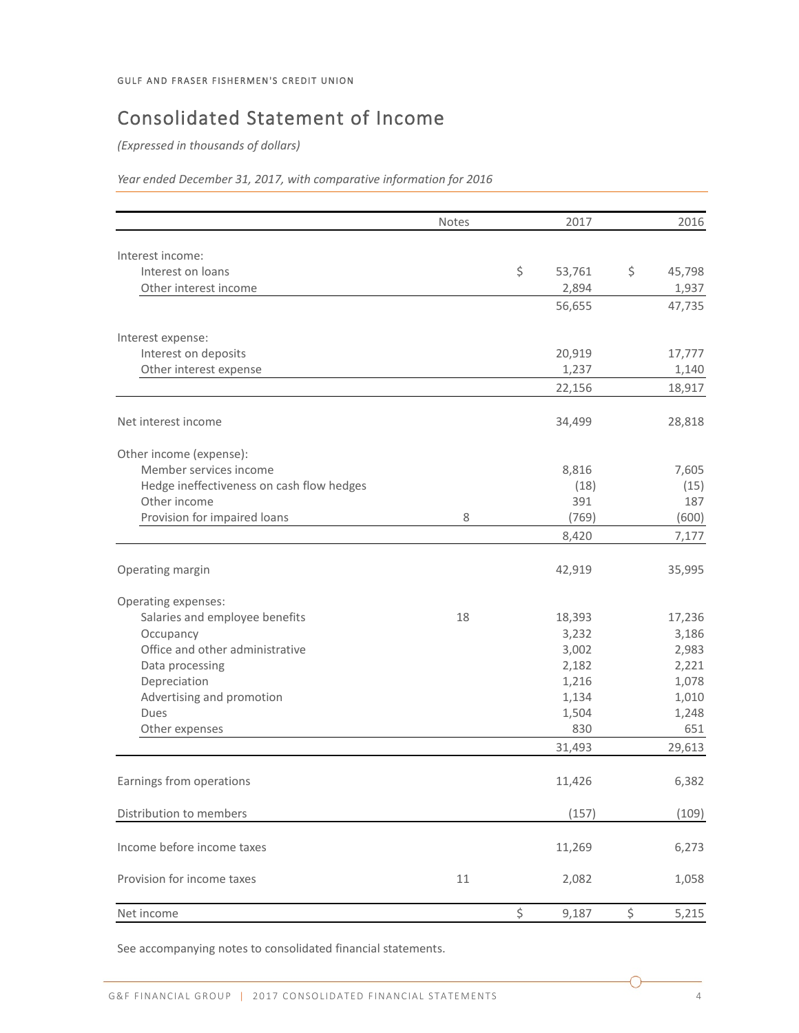GULF AND FRASER FISHERMEN'S CREDIT UNION

# Consolidated Statement of Income

*(Expressed in thousands of dollars)*

*Year ended December 31, 2017, with comparative information for 2016*

| | Notes | 2017 | 2016 |
|---|---|---|---|
| Interest income: | | | |
| Interest on loans | | $ 53,761 | $ 45,798 |
| Other interest income | | 2,894 | 1,937 |
| | | 56,655 | 47,735 |
| Interest expense: | | | |
| Interest on deposits | | 20,919 | 17,777 |
| Other interest expense | | 1,237 | 1,140 |
| | | 22,156 | 18,917 |
| Net interest income | | 34,499 | 28,818 |
| Other income (expense): | | | |
| Member services income | | 8,816 | 7,605 |
| Hedge ineffectiveness on cash flow hedges | | (18) | (15) |
| Other income | | 391 | 187 |
| Provision for impaired loans | 8 | (769) | (600) |
| | | 8,420 | 7,177 |
| Operating margin | | 42,919 | 35,995 |
| Operating expenses: | | | |
| Salaries and employee benefits | 18 | 18,393 | 17,236 |
| Occupancy | | 3,232 | 3,186 |
| Office and other administrative | | 3,002 | 2,983 |
| Data processing | | 2,182 | 2,221 |
| Depreciation | | 1,216 | 1,078 |
| Advertising and promotion | | 1,134 | 1,010 |
| Dues | | 1,504 | 1,248 |
| Other expenses | | 830 | 651 |
| | | 31,493 | 29,613 |
| Earnings from operations | | 11,426 | 6,382 |
| Distribution to members | | (157) | (109) |
| Income before income taxes | | 11,269 | 6,273 |
| Provision for income taxes | 11 | 2,082 | 1,058 |
| Net income | | $ 9,187 | $ 5,215 |

See accompanying notes to consolidated financial statements.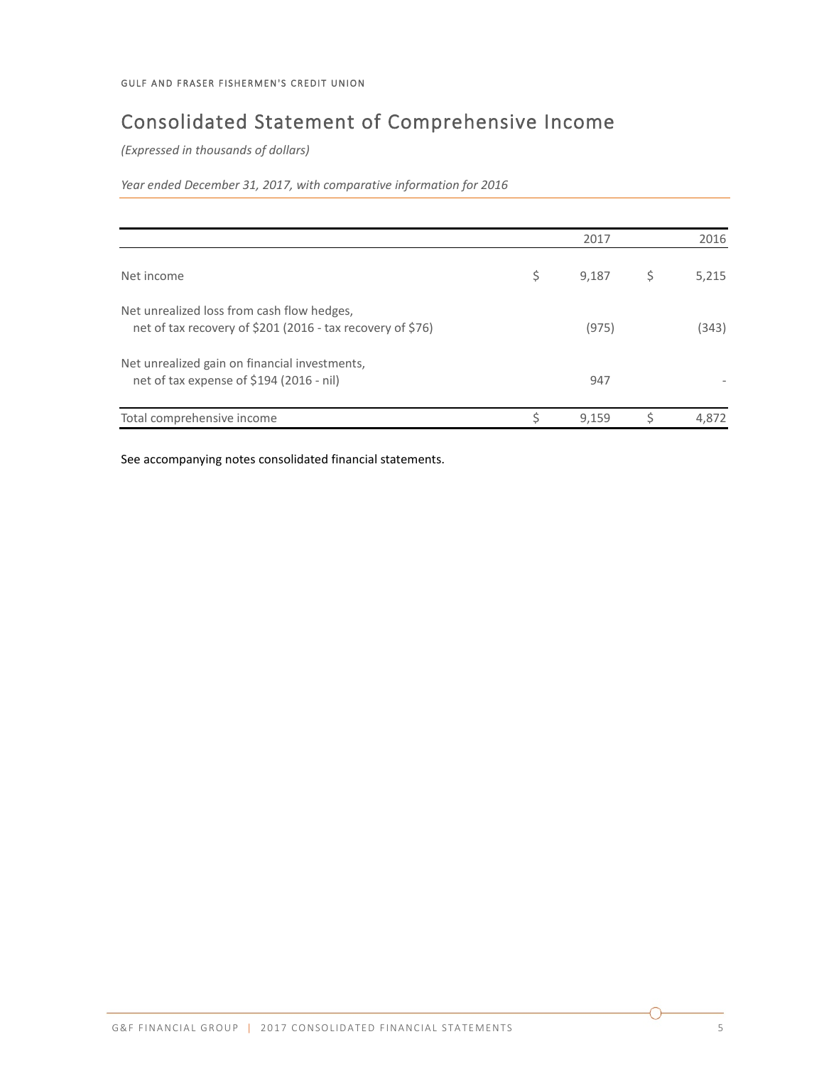GULF AND FRASER FISHERMEN'S CREDIT UNION

# Consolidated Statement of Comprehensive Income

*(Expressed in thousands of dollars)*

*Year ended December 31, 2017, with comparative information for 2016*

| | 2017 | 2016 |
|---|---|---|
| Net income | $ 9,187 | $ 5,215 |
| Net unrealized loss from cash flow hedges, net of tax recovery of $201 (2016 - tax recovery of $76) | (975) | (343) |
| Net unrealized gain on financial investments, net of tax expense of $194 (2016 - nil) | 947 | - |
| Total comprehensive income | $ 9,159 | $ 4,872 |

See accompanying notes consolidated financial statements.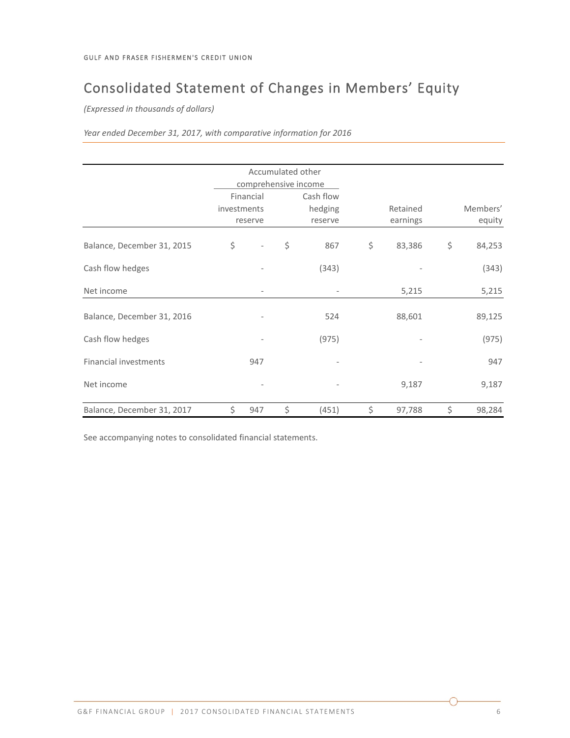GULF AND FRASER FISHERMEN'S CREDIT UNION

# Consolidated Statement of Changes in Members' Equity

*(Expressed in thousands of dollars)*

*Year ended December 31, 2017, with comparative information for 2016*

| | Accumulated other comprehensive income | | | |
|---|---|---|---|---|
| | Financial investments reserve | Cash flow hedging reserve | Retained earnings | Members' equity |
| Balance, December 31, 2015 | $ - | $ 867 | $ 83,386 | $ 84,253 |
| Cash flow hedges | - | (343) | - | (343) |
| Net income | - | - | 5,215 | 5,215 |
| Balance, December 31, 2016 | - | 524 | 88,601 | 89,125 |
| Cash flow hedges | - | (975) | - | (975) |
| Financial investments | 947 | - | - | 947 |
| Net income | - | - | 9,187 | 9,187 |
| Balance, December 31, 2017 | $ 947 | $ (451) | $ 97,788 | $ 98,284 |

See accompanying notes to consolidated financial statements.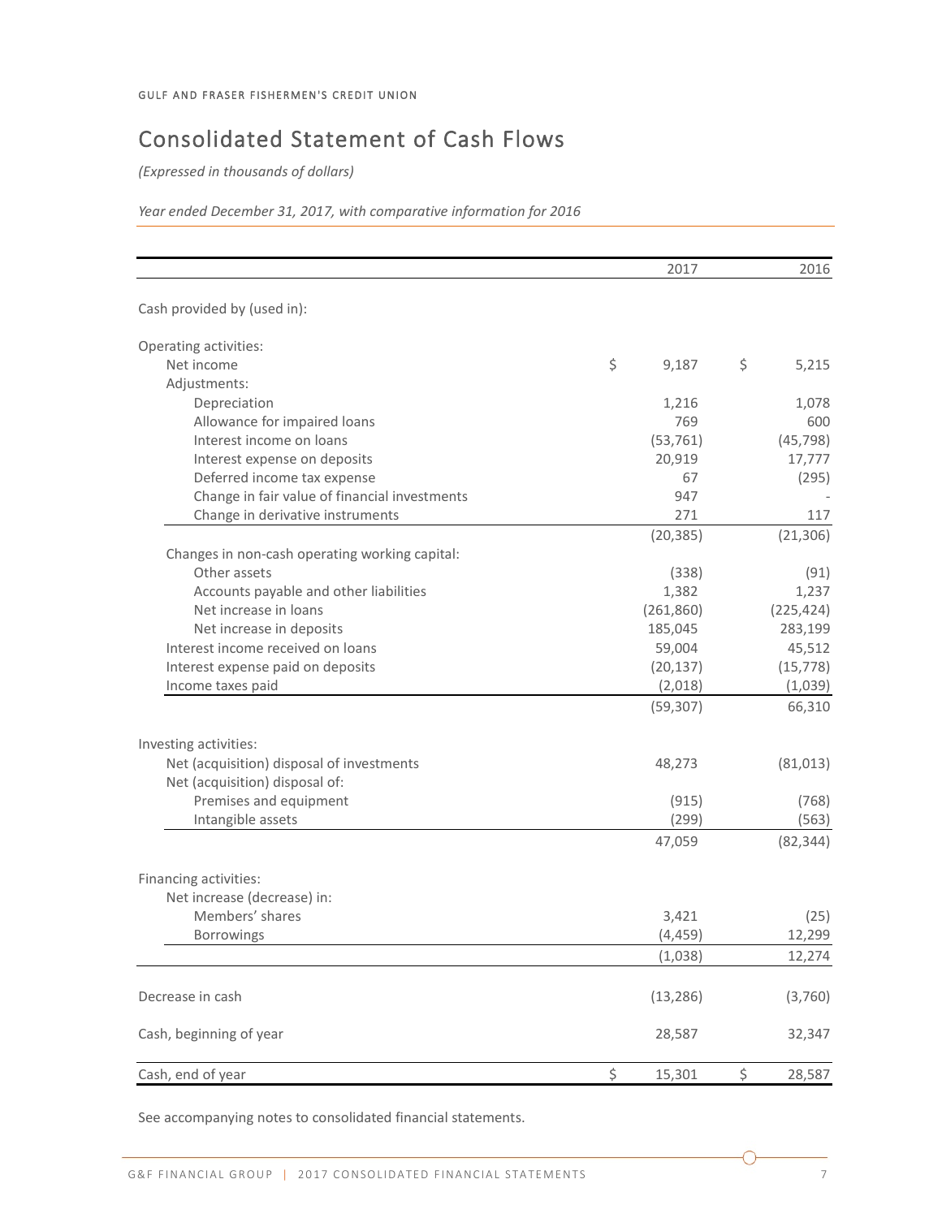GULF AND FRASER FISHERMEN'S CREDIT UNION

# Consolidated Statement of Cash Flows

*(Expressed in thousands of dollars)*

*Year ended December 31, 2017, with comparative information for 2016*

| | 2017 | 2016 |
|---|---|---|
| Cash provided by (used in): | | |
| Operating activities: | | |
| Net income | $ 9,187 | $ 5,215 |
| Adjustments: | | |
| Depreciation | 1,216 | 1,078 |
| Allowance for impaired loans | 769 | 600 |
| Interest income on loans | (53,761) | (45,798) |
| Interest expense on deposits | 20,919 | 17,777 |
| Deferred income tax expense | 67 | (295) |
| Change in fair value of financial investments | 947 | - |
| Change in derivative instruments | 271 | 117 |
| | (20,385) | (21,306) |
| Changes in non-cash operating working capital: | | |
| Other assets | (338) | (91) |
| Accounts payable and other liabilities | 1,382 | 1,237 |
| Net increase in loans | (261,860) | (225,424) |
| Net increase in deposits | 185,045 | 283,199 |
| Interest income received on loans | 59,004 | 45,512 |
| Interest expense paid on deposits | (20,137) | (15,778) |
| Income taxes paid | (2,018) | (1,039) |
| | (59,307) | 66,310 |
| Investing activities: | | |
| Net (acquisition) disposal of investments | 48,273 | (81,013) |
| Net (acquisition) disposal of: | | |
| Premises and equipment | (915) | (768) |
| Intangible assets | (299) | (563) |
| | 47,059 | (82,344) |
| Financing activities: | | |
| Net increase (decrease) in: | | |
| Members' shares | 3,421 | (25) |
| Borrowings | (4,459) | 12,299 |
| | (1,038) | 12,274 |
| Decrease in cash | (13,286) | (3,760) |
| Cash, beginning of year | 28,587 | 32,347 |
| Cash, end of year | $ 15,301 | $ 28,587 |

See accompanying notes to consolidated financial statements.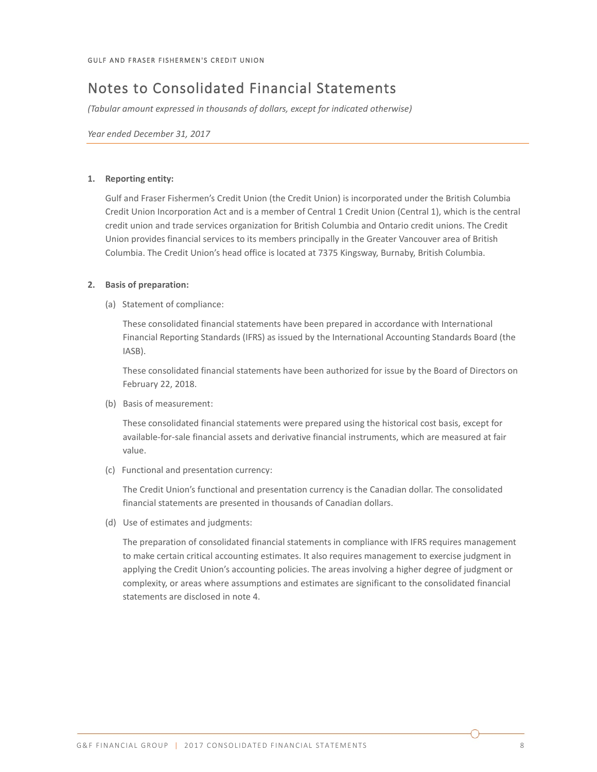GULF AND FRASER FISHERMEN'S CREDIT UNION

# Notes to Consolidated Financial Statements

*(Tabular amount expressed in thousands of dollars, except for indicated otherwise)*

*Year ended December 31, 2017*

1. **Reporting entity:**

   Gulf and Fraser Fishermen's Credit Union (the Credit Union) is incorporated under the British Columbia Credit Union Incorporation Act and is a member of Central 1 Credit Union (Central 1), which is the central credit union and trade services organization for British Columbia and Ontario credit unions. The Credit Union provides financial services to its members principally in the Greater Vancouver area of British Columbia. The Credit Union's head office is located at 7375 Kingsway, Burnaby, British Columbia.

2. **Basis of preparation:**

   (a) Statement of compliance:

   These consolidated financial statements have been prepared in accordance with International Financial Reporting Standards (IFRS) as issued by the International Accounting Standards Board (the IASB).

   These consolidated financial statements have been authorized for issue by the Board of Directors on February 22, 2018.

   (b) Basis of measurement:

   These consolidated financial statements were prepared using the historical cost basis, except for available-for-sale financial assets and derivative financial instruments, which are measured at fair value.

   (c) Functional and presentation currency:

   The Credit Union's functional and presentation currency is the Canadian dollar. The consolidated financial statements are presented in thousands of Canadian dollars.

   (d) Use of estimates and judgments:

   The preparation of consolidated financial statements in compliance with IFRS requires management to make certain critical accounting estimates. It also requires management to exercise judgment in applying the Credit Union's accounting policies. The areas involving a higher degree of judgment or complexity, or areas where assumptions and estimates are significant to the consolidated financial statements are disclosed in note 4.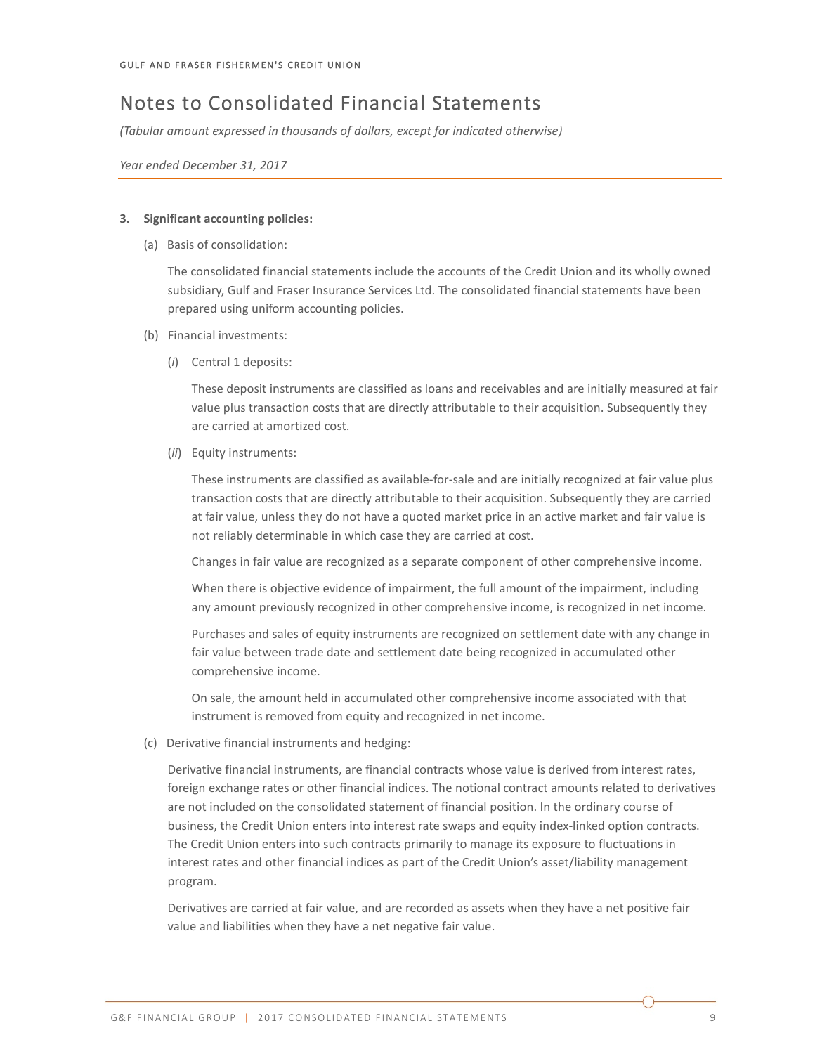# Notes to Consolidated Financial Statements

*(Tabular amount expressed in thousands of dollars, except for indicated otherwise)*

*Year ended December 31, 2017*

**3. Significant accounting policies:**

(a) Basis of consolidation:

The consolidated financial statements include the accounts of the Credit Union and its wholly owned subsidiary, Gulf and Fraser Insurance Services Ltd. The consolidated financial statements have been prepared using uniform accounting policies.

(b) Financial investments:

(*i*) Central 1 deposits:

These deposit instruments are classified as loans and receivables and are initially measured at fair value plus transaction costs that are directly attributable to their acquisition. Subsequently they are carried at amortized cost.

(*ii*) Equity instruments:

These instruments are classified as available-for-sale and are initially recognized at fair value plus transaction costs that are directly attributable to their acquisition. Subsequently they are carried at fair value, unless they do not have a quoted market price in an active market and fair value is not reliably determinable in which case they are carried at cost.

Changes in fair value are recognized as a separate component of other comprehensive income.

When there is objective evidence of impairment, the full amount of the impairment, including any amount previously recognized in other comprehensive income, is recognized in net income.

Purchases and sales of equity instruments are recognized on settlement date with any change in fair value between trade date and settlement date being recognized in accumulated other comprehensive income.

On sale, the amount held in accumulated other comprehensive income associated with that instrument is removed from equity and recognized in net income.

(c) Derivative financial instruments and hedging:

Derivative financial instruments, are financial contracts whose value is derived from interest rates, foreign exchange rates or other financial indices. The notional contract amounts related to derivatives are not included on the consolidated statement of financial position. In the ordinary course of business, the Credit Union enters into interest rate swaps and equity index-linked option contracts. The Credit Union enters into such contracts primarily to manage its exposure to fluctuations in interest rates and other financial indices as part of the Credit Union's asset/liability management program.

Derivatives are carried at fair value, and are recorded as assets when they have a net positive fair value and liabilities when they have a net negative fair value.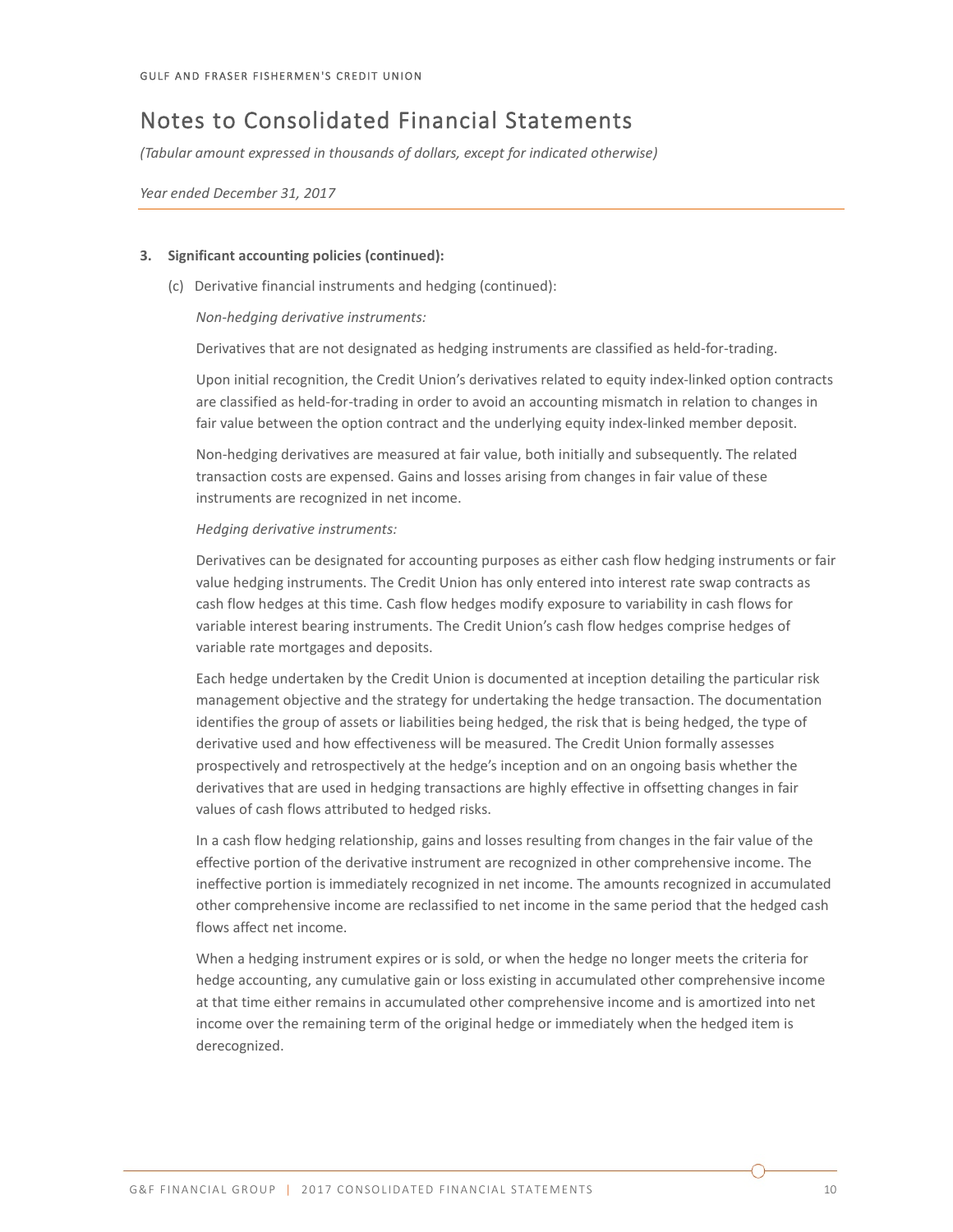# Notes to Consolidated Financial Statements

*(Tabular amount expressed in thousands of dollars, except for indicated otherwise)*

*Year ended December 31, 2017*

**3. Significant accounting policies (continued):**

(c) Derivative financial instruments and hedging (continued):

*Non-hedging derivative instruments:*

Derivatives that are not designated as hedging instruments are classified as held-for-trading.

Upon initial recognition, the Credit Union's derivatives related to equity index-linked option contracts are classified as held-for-trading in order to avoid an accounting mismatch in relation to changes in fair value between the option contract and the underlying equity index-linked member deposit.

Non-hedging derivatives are measured at fair value, both initially and subsequently. The related transaction costs are expensed. Gains and losses arising from changes in fair value of these instruments are recognized in net income.

*Hedging derivative instruments:*

Derivatives can be designated for accounting purposes as either cash flow hedging instruments or fair value hedging instruments. The Credit Union has only entered into interest rate swap contracts as cash flow hedges at this time. Cash flow hedges modify exposure to variability in cash flows for variable interest bearing instruments. The Credit Union's cash flow hedges comprise hedges of variable rate mortgages and deposits.

Each hedge undertaken by the Credit Union is documented at inception detailing the particular risk management objective and the strategy for undertaking the hedge transaction. The documentation identifies the group of assets or liabilities being hedged, the risk that is being hedged, the type of derivative used and how effectiveness will be measured. The Credit Union formally assesses prospectively and retrospectively at the hedge's inception and on an ongoing basis whether the derivatives that are used in hedging transactions are highly effective in offsetting changes in fair values of cash flows attributed to hedged risks.

In a cash flow hedging relationship, gains and losses resulting from changes in the fair value of the effective portion of the derivative instrument are recognized in other comprehensive income. The ineffective portion is immediately recognized in net income. The amounts recognized in accumulated other comprehensive income are reclassified to net income in the same period that the hedged cash flows affect net income.

When a hedging instrument expires or is sold, or when the hedge no longer meets the criteria for hedge accounting, any cumulative gain or loss existing in accumulated other comprehensive income at that time either remains in accumulated other comprehensive income and is amortized into net income over the remaining term of the original hedge or immediately when the hedged item is derecognized.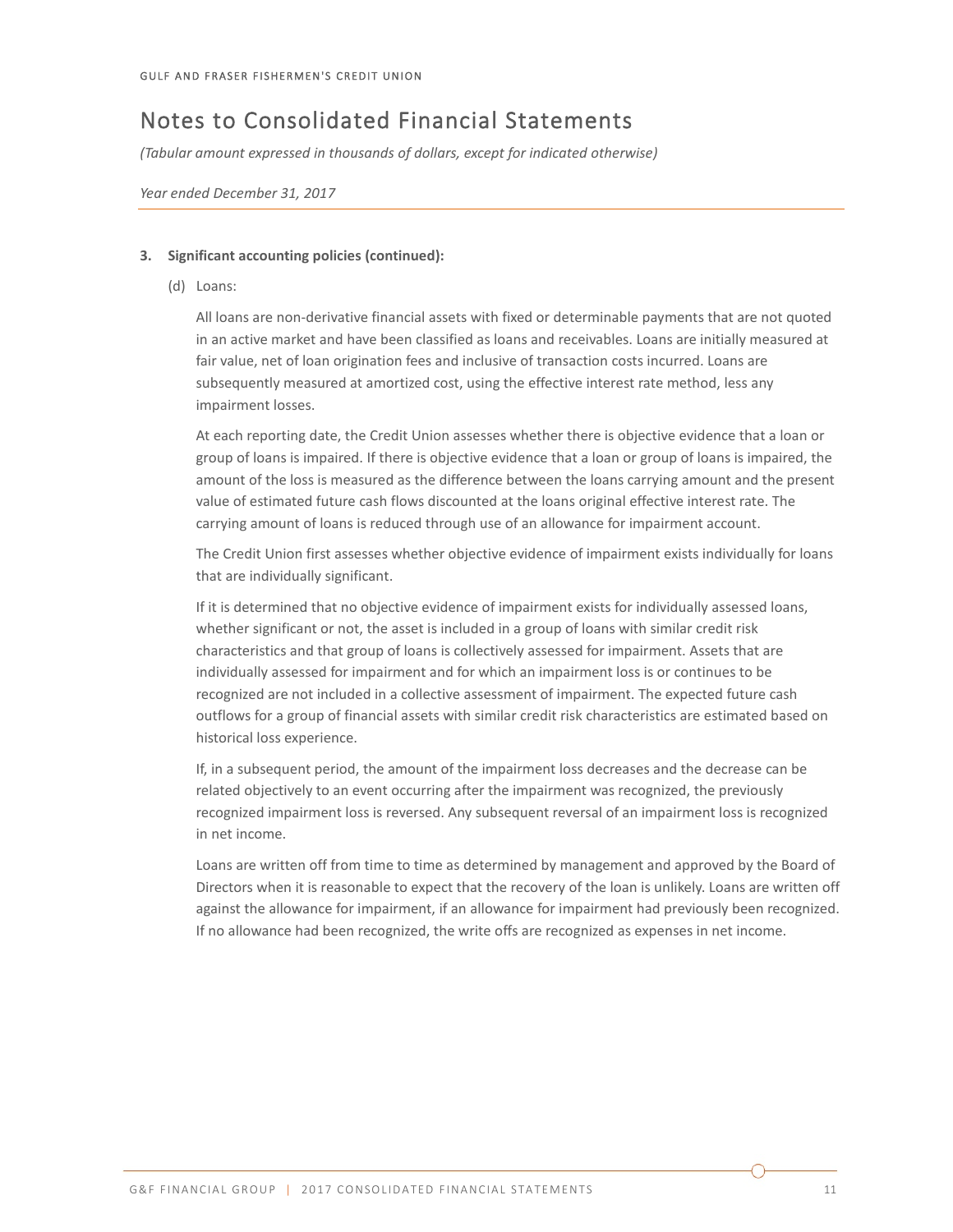# Notes to Consolidated Financial Statements

*(Tabular amount expressed in thousands of dollars, except for indicated otherwise)*

*Year ended December 31, 2017*

**3. Significant accounting policies (continued):**

(d) Loans:

All loans are non-derivative financial assets with fixed or determinable payments that are not quoted in an active market and have been classified as loans and receivables. Loans are initially measured at fair value, net of loan origination fees and inclusive of transaction costs incurred. Loans are subsequently measured at amortized cost, using the effective interest rate method, less any impairment losses.

At each reporting date, the Credit Union assesses whether there is objective evidence that a loan or group of loans is impaired. If there is objective evidence that a loan or group of loans is impaired, the amount of the loss is measured as the difference between the loans carrying amount and the present value of estimated future cash flows discounted at the loans original effective interest rate. The carrying amount of loans is reduced through use of an allowance for impairment account.

The Credit Union first assesses whether objective evidence of impairment exists individually for loans that are individually significant.

If it is determined that no objective evidence of impairment exists for individually assessed loans, whether significant or not, the asset is included in a group of loans with similar credit risk characteristics and that group of loans is collectively assessed for impairment. Assets that are individually assessed for impairment and for which an impairment loss is or continues to be recognized are not included in a collective assessment of impairment. The expected future cash outflows for a group of financial assets with similar credit risk characteristics are estimated based on historical loss experience.

If, in a subsequent period, the amount of the impairment loss decreases and the decrease can be related objectively to an event occurring after the impairment was recognized, the previously recognized impairment loss is reversed. Any subsequent reversal of an impairment loss is recognized in net income.

Loans are written off from time to time as determined by management and approved by the Board of Directors when it is reasonable to expect that the recovery of the loan is unlikely. Loans are written off against the allowance for impairment, if an allowance for impairment had previously been recognized. If no allowance had been recognized, the write offs are recognized as expenses in net income.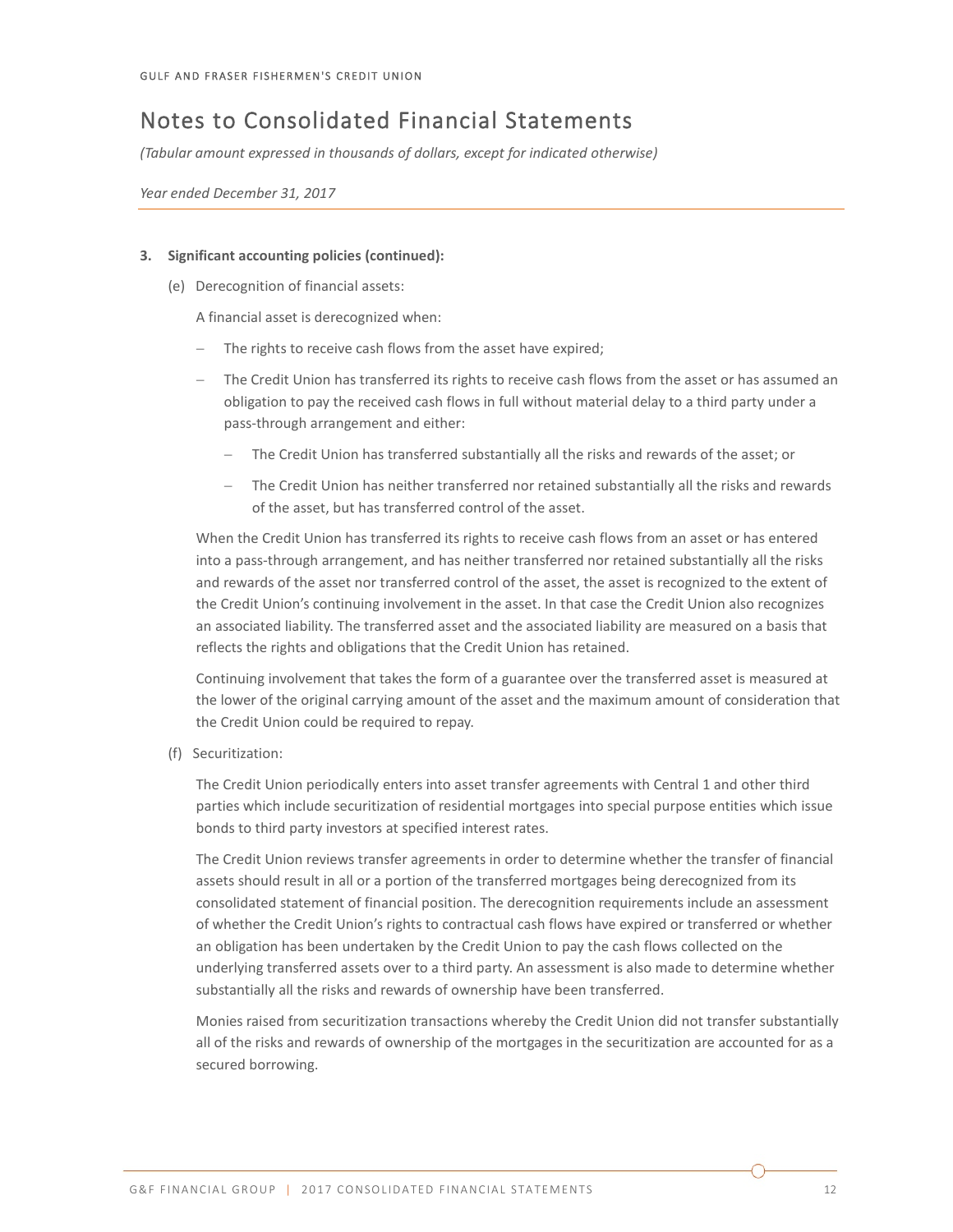GULF AND FRASER FISHERMEN'S CREDIT UNION

# Notes to Consolidated Financial Statements

*(Tabular amount expressed in thousands of dollars, except for indicated otherwise)*

*Year ended December 31, 2017*

**3. Significant accounting policies (continued):**

(e) Derecognition of financial assets:

A financial asset is derecognized when:

- The rights to receive cash flows from the asset have expired;
- The Credit Union has transferred its rights to receive cash flows from the asset or has assumed an obligation to pay the received cash flows in full without material delay to a third party under a pass-through arrangement and either:
  - The Credit Union has transferred substantially all the risks and rewards of the asset; or
  - The Credit Union has neither transferred nor retained substantially all the risks and rewards of the asset, but has transferred control of the asset.

When the Credit Union has transferred its rights to receive cash flows from an asset or has entered into a pass-through arrangement, and has neither transferred nor retained substantially all the risks and rewards of the asset nor transferred control of the asset, the asset is recognized to the extent of the Credit Union's continuing involvement in the asset. In that case the Credit Union also recognizes an associated liability. The transferred asset and the associated liability are measured on a basis that reflects the rights and obligations that the Credit Union has retained.

Continuing involvement that takes the form of a guarantee over the transferred asset is measured at the lower of the original carrying amount of the asset and the maximum amount of consideration that the Credit Union could be required to repay.

(f) Securitization:

The Credit Union periodically enters into asset transfer agreements with Central 1 and other third parties which include securitization of residential mortgages into special purpose entities which issue bonds to third party investors at specified interest rates.

The Credit Union reviews transfer agreements in order to determine whether the transfer of financial assets should result in all or a portion of the transferred mortgages being derecognized from its consolidated statement of financial position. The derecognition requirements include an assessment of whether the Credit Union's rights to contractual cash flows have expired or transferred or whether an obligation has been undertaken by the Credit Union to pay the cash flows collected on the underlying transferred assets over to a third party. An assessment is also made to determine whether substantially all the risks and rewards of ownership have been transferred.

Monies raised from securitization transactions whereby the Credit Union did not transfer substantially all of the risks and rewards of ownership of the mortgages in the securitization are accounted for as a secured borrowing.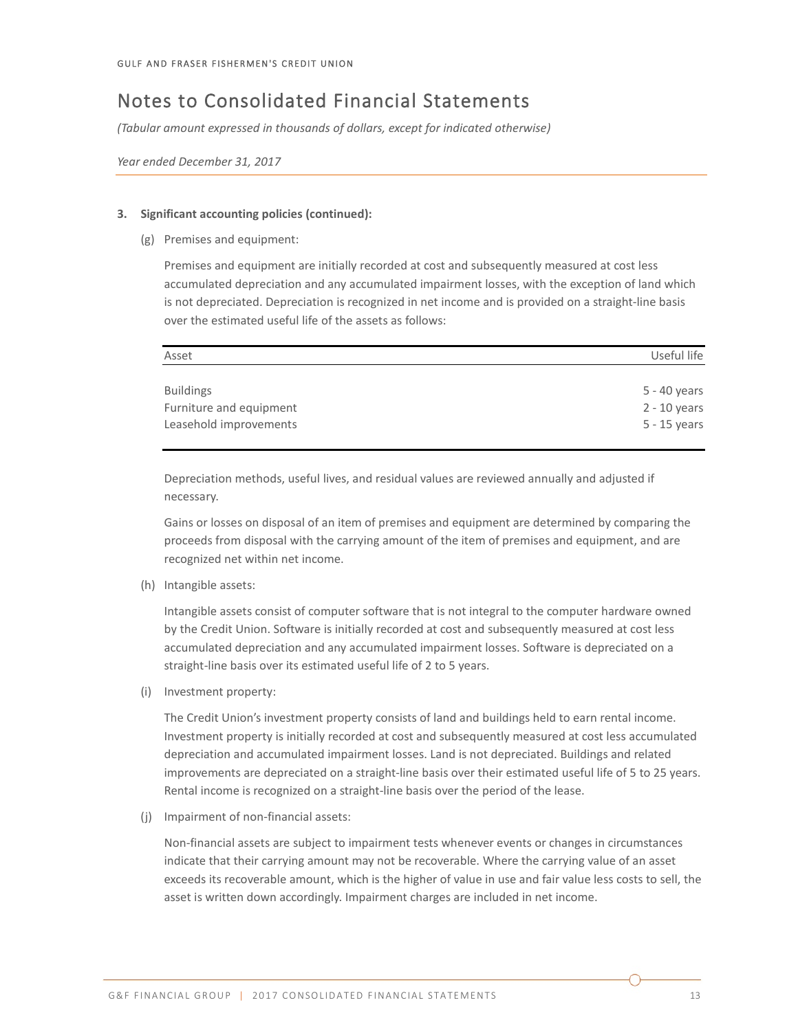GULF AND FRASER FISHERMEN'S CREDIT UNION

# Notes to Consolidated Financial Statements

*(Tabular amount expressed in thousands of dollars, except for indicated otherwise)*

*Year ended December 31, 2017*

**3. Significant accounting policies (continued):**

(g) Premises and equipment:

Premises and equipment are initially recorded at cost and subsequently measured at cost less accumulated depreciation and any accumulated impairment losses, with the exception of land which is not depreciated. Depreciation is recognized in net income and is provided on a straight-line basis over the estimated useful life of the assets as follows:

| Asset | Useful life |
|---|---|
| Buildings | 5 - 40 years |
| Furniture and equipment | 2 - 10 years |
| Leasehold improvements | 5 - 15 years |

Depreciation methods, useful lives, and residual values are reviewed annually and adjusted if necessary.

Gains or losses on disposal of an item of premises and equipment are determined by comparing the proceeds from disposal with the carrying amount of the item of premises and equipment, and are recognized net within net income.

(h) Intangible assets:

Intangible assets consist of computer software that is not integral to the computer hardware owned by the Credit Union. Software is initially recorded at cost and subsequently measured at cost less accumulated depreciation and any accumulated impairment losses. Software is depreciated on a straight-line basis over its estimated useful life of 2 to 5 years.

(i) Investment property:

The Credit Union's investment property consists of land and buildings held to earn rental income. Investment property is initially recorded at cost and subsequently measured at cost less accumulated depreciation and accumulated impairment losses. Land is not depreciated. Buildings and related improvements are depreciated on a straight-line basis over their estimated useful life of 5 to 25 years. Rental income is recognized on a straight-line basis over the period of the lease.

(j) Impairment of non-financial assets:

Non-financial assets are subject to impairment tests whenever events or changes in circumstances indicate that their carrying amount may not be recoverable. Where the carrying value of an asset exceeds its recoverable amount, which is the higher of value in use and fair value less costs to sell, the asset is written down accordingly. Impairment charges are included in net income.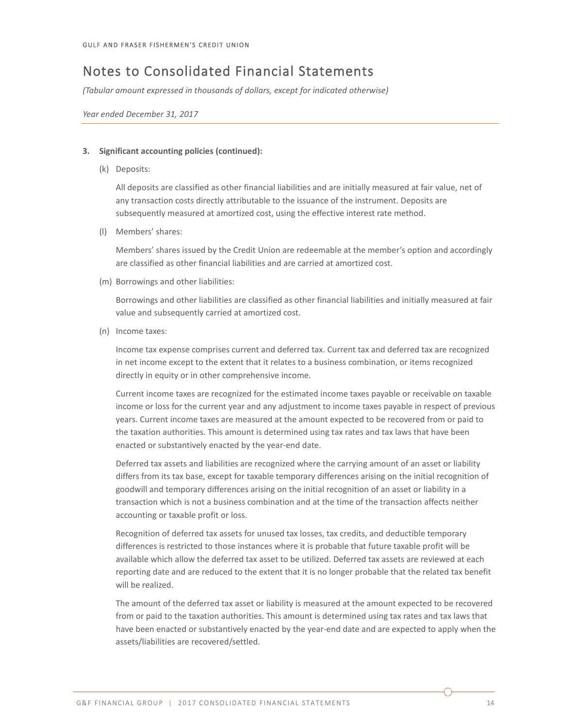# Notes to Consolidated Financial Statements

*(Tabular amount expressed in thousands of dollars, except for indicated otherwise)*

*Year ended December 31, 2017*

**3. Significant accounting policies (continued):**

(k) Deposits:

All deposits are classified as other financial liabilities and are initially measured at fair value, net of any transaction costs directly attributable to the issuance of the instrument. Deposits are subsequently measured at amortized cost, using the effective interest rate method.

(l) Members' shares:

Members' shares issued by the Credit Union are redeemable at the member's option and accordingly are classified as other financial liabilities and are carried at amortized cost.

(m) Borrowings and other liabilities:

Borrowings and other liabilities are classified as other financial liabilities and initially measured at fair value and subsequently carried at amortized cost.

(n) Income taxes:

Income tax expense comprises current and deferred tax. Current tax and deferred tax are recognized in net income except to the extent that it relates to a business combination, or items recognized directly in equity or in other comprehensive income.

Current income taxes are recognized for the estimated income taxes payable or receivable on taxable income or loss for the current year and any adjustment to income taxes payable in respect of previous years. Current income taxes are measured at the amount expected to be recovered from or paid to the taxation authorities. This amount is determined using tax rates and tax laws that have been enacted or substantively enacted by the year-end date.

Deferred tax assets and liabilities are recognized where the carrying amount of an asset or liability differs from its tax base, except for taxable temporary differences arising on the initial recognition of goodwill and temporary differences arising on the initial recognition of an asset or liability in a transaction which is not a business combination and at the time of the transaction affects neither accounting or taxable profit or loss.

Recognition of deferred tax assets for unused tax losses, tax credits, and deductible temporary differences is restricted to those instances where it is probable that future taxable profit will be available which allow the deferred tax asset to be utilized. Deferred tax assets are reviewed at each reporting date and are reduced to the extent that it is no longer probable that the related tax benefit will be realized.

The amount of the deferred tax asset or liability is measured at the amount expected to be recovered from or paid to the taxation authorities. This amount is determined using tax rates and tax laws that have been enacted or substantively enacted by the year-end date and are expected to apply when the assets/liabilities are recovered/settled.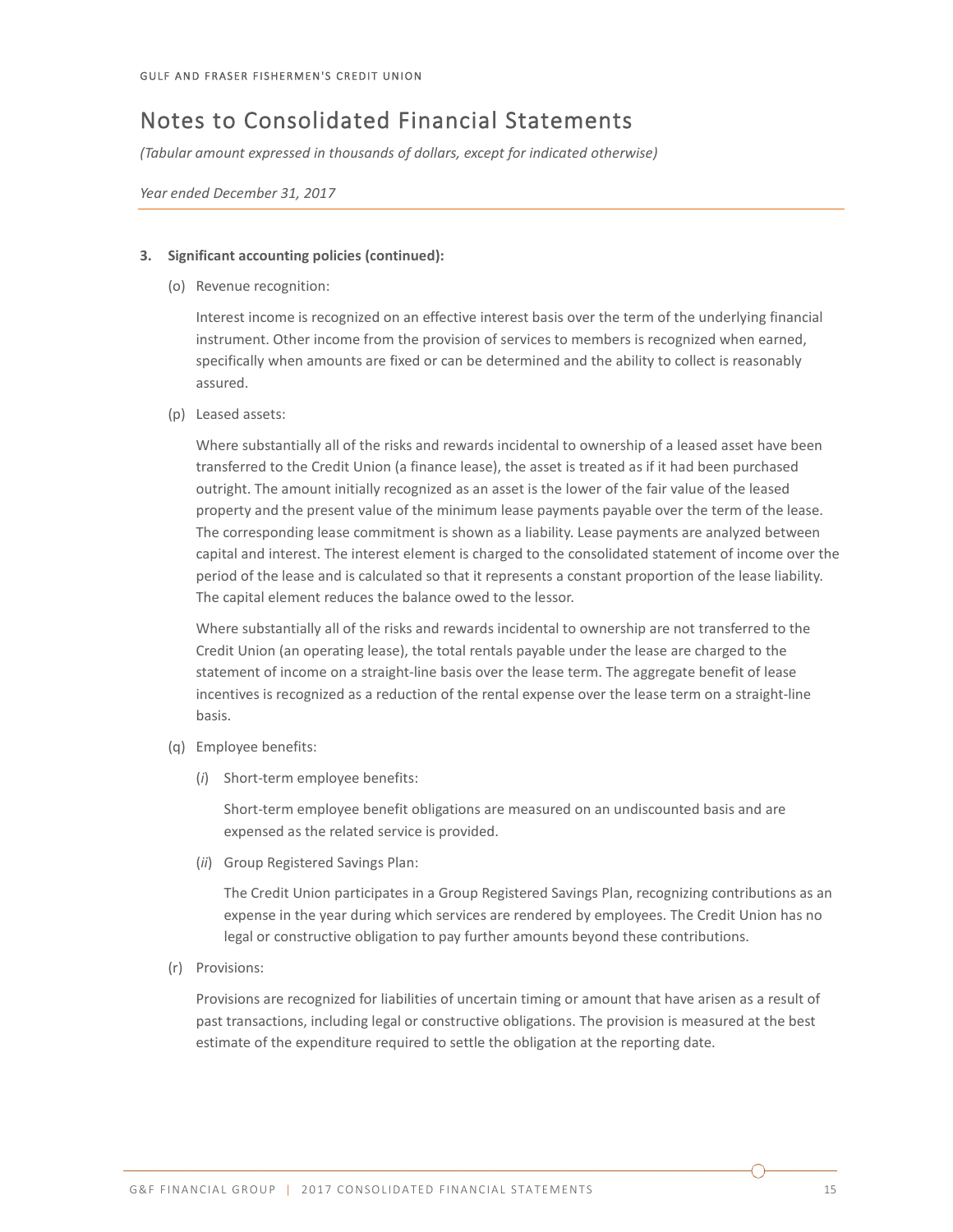# Notes to Consolidated Financial Statements

*(Tabular amount expressed in thousands of dollars, except for indicated otherwise)*

*Year ended December 31, 2017*

**3. Significant accounting policies (continued):**

(o) Revenue recognition:

Interest income is recognized on an effective interest basis over the term of the underlying financial instrument. Other income from the provision of services to members is recognized when earned, specifically when amounts are fixed or can be determined and the ability to collect is reasonably assured.

(p) Leased assets:

Where substantially all of the risks and rewards incidental to ownership of a leased asset have been transferred to the Credit Union (a finance lease), the asset is treated as if it had been purchased outright. The amount initially recognized as an asset is the lower of the fair value of the leased property and the present value of the minimum lease payments payable over the term of the lease. The corresponding lease commitment is shown as a liability. Lease payments are analyzed between capital and interest. The interest element is charged to the consolidated statement of income over the period of the lease and is calculated so that it represents a constant proportion of the lease liability. The capital element reduces the balance owed to the lessor.

Where substantially all of the risks and rewards incidental to ownership are not transferred to the Credit Union (an operating lease), the total rentals payable under the lease are charged to the statement of income on a straight-line basis over the lease term. The aggregate benefit of lease incentives is recognized as a reduction of the rental expense over the lease term on a straight-line basis.

(q) Employee benefits:

(*i*) Short-term employee benefits:

Short-term employee benefit obligations are measured on an undiscounted basis and are expensed as the related service is provided.

(*ii*) Group Registered Savings Plan:

The Credit Union participates in a Group Registered Savings Plan, recognizing contributions as an expense in the year during which services are rendered by employees. The Credit Union has no legal or constructive obligation to pay further amounts beyond these contributions.

(r) Provisions:

Provisions are recognized for liabilities of uncertain timing or amount that have arisen as a result of past transactions, including legal or constructive obligations. The provision is measured at the best estimate of the expenditure required to settle the obligation at the reporting date.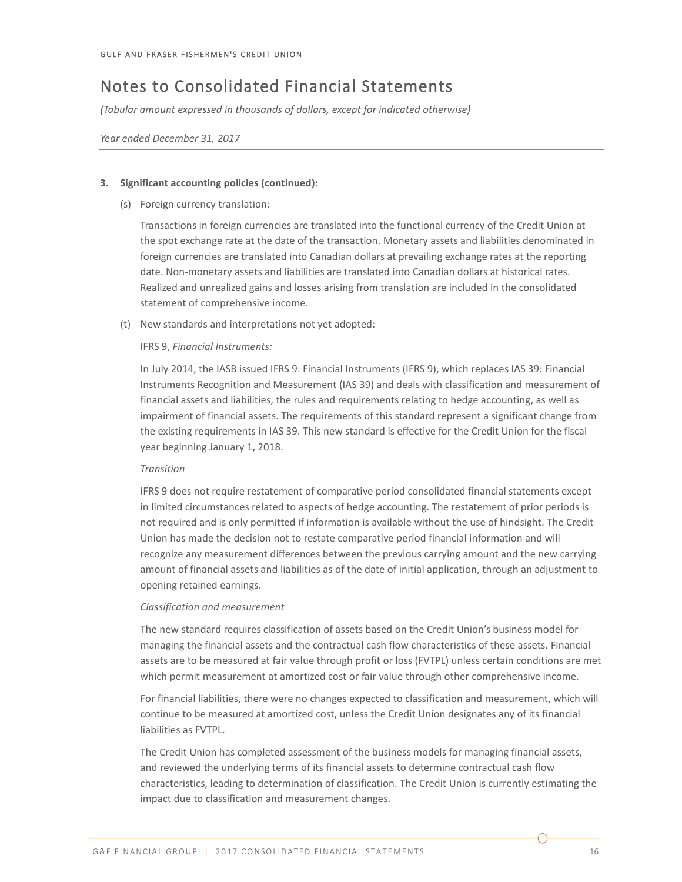# Notes to Consolidated Financial Statements

*(Tabular amount expressed in thousands of dollars, except for indicated otherwise)*

*Year ended December 31, 2017*

**3. Significant accounting policies (continued):**

(s) Foreign currency translation:

Transactions in foreign currencies are translated into the functional currency of the Credit Union at the spot exchange rate at the date of the transaction. Monetary assets and liabilities denominated in foreign currencies are translated into Canadian dollars at prevailing exchange rates at the reporting date. Non-monetary assets and liabilities are translated into Canadian dollars at historical rates. Realized and unrealized gains and losses arising from translation are included in the consolidated statement of comprehensive income.

(t) New standards and interpretations not yet adopted:

IFRS 9, *Financial Instruments:*

In July 2014, the IASB issued IFRS 9: Financial Instruments (IFRS 9), which replaces IAS 39: Financial Instruments Recognition and Measurement (IAS 39) and deals with classification and measurement of financial assets and liabilities, the rules and requirements relating to hedge accounting, as well as impairment of financial assets. The requirements of this standard represent a significant change from the existing requirements in IAS 39. This new standard is effective for the Credit Union for the fiscal year beginning January 1, 2018.

*Transition*

IFRS 9 does not require restatement of comparative period consolidated financial statements except in limited circumstances related to aspects of hedge accounting. The restatement of prior periods is not required and is only permitted if information is available without the use of hindsight. The Credit Union has made the decision not to restate comparative period financial information and will recognize any measurement differences between the previous carrying amount and the new carrying amount of financial assets and liabilities as of the date of initial application, through an adjustment to opening retained earnings.

*Classification and measurement*

The new standard requires classification of assets based on the Credit Union's business model for managing the financial assets and the contractual cash flow characteristics of these assets. Financial assets are to be measured at fair value through profit or loss (FVTPL) unless certain conditions are met which permit measurement at amortized cost or fair value through other comprehensive income.

For financial liabilities, there were no changes expected to classification and measurement, which will continue to be measured at amortized cost, unless the Credit Union designates any of its financial liabilities as FVTPL.

The Credit Union has completed assessment of the business models for managing financial assets, and reviewed the underlying terms of its financial assets to determine contractual cash flow characteristics, leading to determination of classification. The Credit Union is currently estimating the impact due to classification and measurement changes.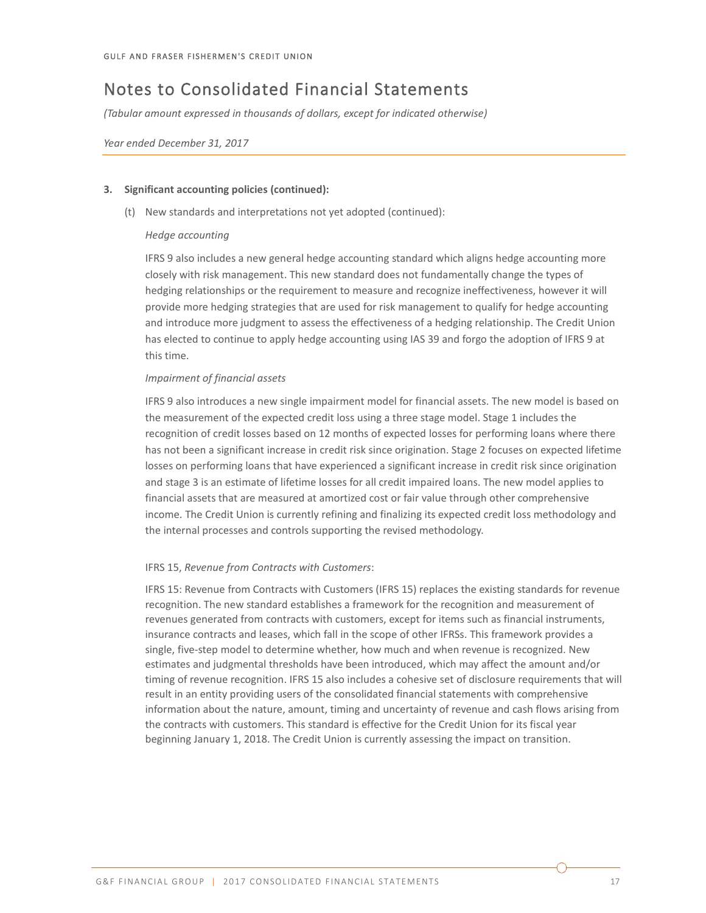# Notes to Consolidated Financial Statements

*(Tabular amount expressed in thousands of dollars, except for indicated otherwise)*

*Year ended December 31, 2017*

**3. Significant accounting policies (continued):**

(t) New standards and interpretations not yet adopted (continued):

*Hedge accounting*

IFRS 9 also includes a new general hedge accounting standard which aligns hedge accounting more closely with risk management. This new standard does not fundamentally change the types of hedging relationships or the requirement to measure and recognize ineffectiveness, however it will provide more hedging strategies that are used for risk management to qualify for hedge accounting and introduce more judgment to assess the effectiveness of a hedging relationship. The Credit Union has elected to continue to apply hedge accounting using IAS 39 and forgo the adoption of IFRS 9 at this time.

*Impairment of financial assets*

IFRS 9 also introduces a new single impairment model for financial assets. The new model is based on the measurement of the expected credit loss using a three stage model. Stage 1 includes the recognition of credit losses based on 12 months of expected losses for performing loans where there has not been a significant increase in credit risk since origination. Stage 2 focuses on expected lifetime losses on performing loans that have experienced a significant increase in credit risk since origination and stage 3 is an estimate of lifetime losses for all credit impaired loans. The new model applies to financial assets that are measured at amortized cost or fair value through other comprehensive income. The Credit Union is currently refining and finalizing its expected credit loss methodology and the internal processes and controls supporting the revised methodology.

IFRS 15, *Revenue from Contracts with Customers*:

IFRS 15: Revenue from Contracts with Customers (IFRS 15) replaces the existing standards for revenue recognition. The new standard establishes a framework for the recognition and measurement of revenues generated from contracts with customers, except for items such as financial instruments, insurance contracts and leases, which fall in the scope of other IFRSs. This framework provides a single, five-step model to determine whether, how much and when revenue is recognized. New estimates and judgmental thresholds have been introduced, which may affect the amount and/or timing of revenue recognition. IFRS 15 also includes a cohesive set of disclosure requirements that will result in an entity providing users of the consolidated financial statements with comprehensive information about the nature, amount, timing and uncertainty of revenue and cash flows arising from the contracts with customers. This standard is effective for the Credit Union for its fiscal year beginning January 1, 2018. The Credit Union is currently assessing the impact on transition.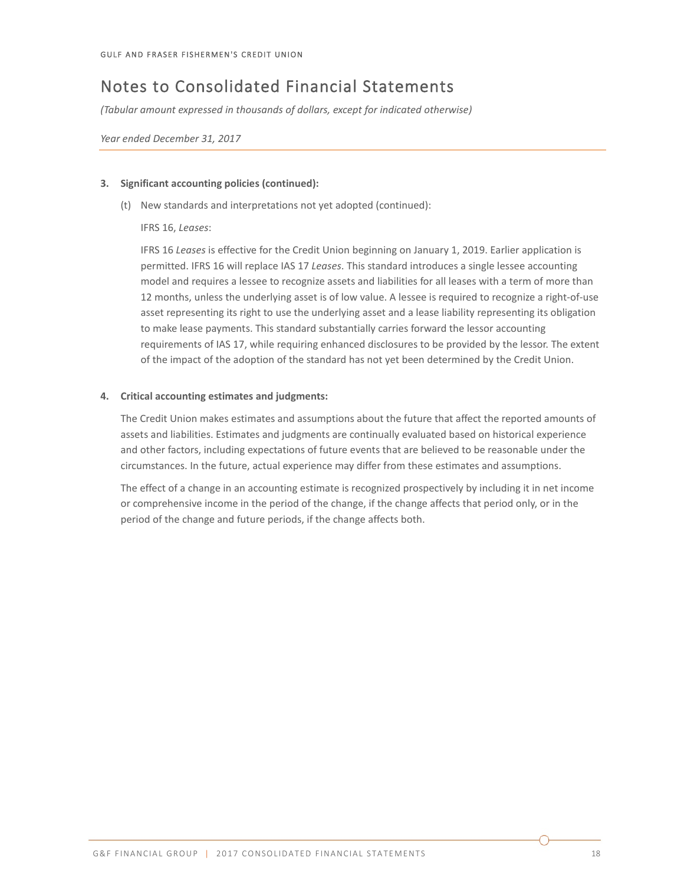## 3. Significant accounting policies (continued):

(t) New standards and interpretations not yet adopted (continued):

IFRS 16, *Leases*:

IFRS 16 *Leases* is effective for the Credit Union beginning on January 1, 2019. Earlier application is permitted. IFRS 16 will replace IAS 17 *Leases*. This standard introduces a single lessee accounting model and requires a lessee to recognize assets and liabilities for all leases with a term of more than 12 months, unless the underlying asset is of low value. A lessee is required to recognize a right-of-use asset representing its right to use the underlying asset and a lease liability representing its obligation to make lease payments. This standard substantially carries forward the lessor accounting requirements of IAS 17, while requiring enhanced disclosures to be provided by the lessor. The extent of the impact of the adoption of the standard has not yet been determined by the Credit Union.

## 4. Critical accounting estimates and judgments:

The Credit Union makes estimates and assumptions about the future that affect the reported amounts of assets and liabilities. Estimates and judgments are continually evaluated based on historical experience and other factors, including expectations of future events that are believed to be reasonable under the circumstances. In the future, actual experience may differ from these estimates and assumptions.

The effect of a change in an accounting estimate is recognized prospectively by including it in net income or comprehensive income in the period of the change, if the change affects that period only, or in the period of the change and future periods, if the change affects both.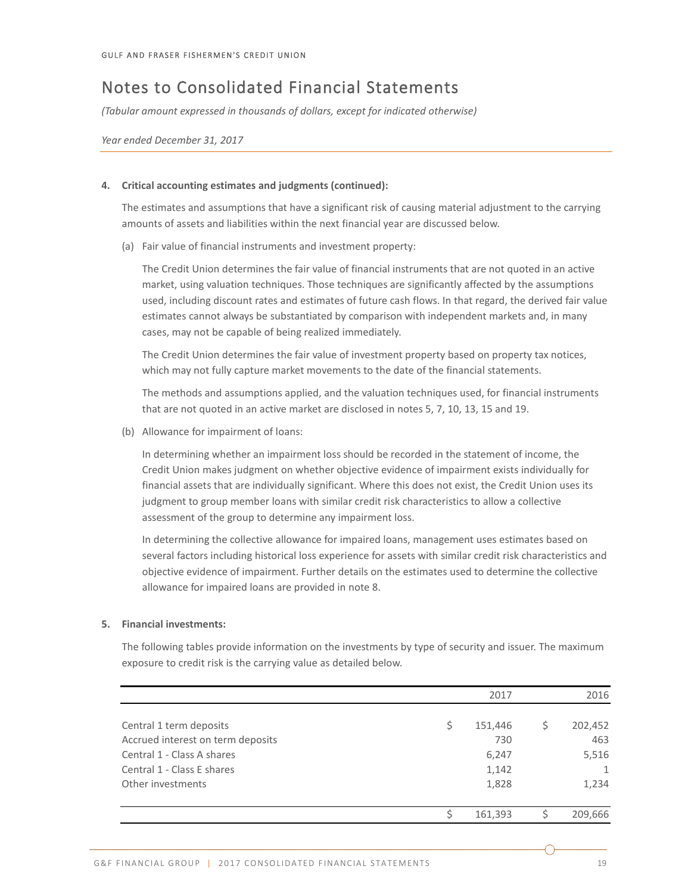# Notes to Consolidated Financial Statements

*(Tabular amount expressed in thousands of dollars, except for indicated otherwise)*

*Year ended December 31, 2017*

**4. Critical accounting estimates and judgments (continued):**

The estimates and assumptions that have a significant risk of causing material adjustment to the carrying amounts of assets and liabilities within the next financial year are discussed below.

(a) Fair value of financial instruments and investment property:

The Credit Union determines the fair value of financial instruments that are not quoted in an active market, using valuation techniques. Those techniques are significantly affected by the assumptions used, including discount rates and estimates of future cash flows. In that regard, the derived fair value estimates cannot always be substantiated by comparison with independent markets and, in many cases, may not be capable of being realized immediately.

The Credit Union determines the fair value of investment property based on property tax notices, which may not fully capture market movements to the date of the financial statements.

The methods and assumptions applied, and the valuation techniques used, for financial instruments that are not quoted in an active market are disclosed in notes 5, 7, 10, 13, 15 and 19.

(b) Allowance for impairment of loans:

In determining whether an impairment loss should be recorded in the statement of income, the Credit Union makes judgment on whether objective evidence of impairment exists individually for financial assets that are individually significant. Where this does not exist, the Credit Union uses its judgment to group member loans with similar credit risk characteristics to allow a collective assessment of the group to determine any impairment loss.

In determining the collective allowance for impaired loans, management uses estimates based on several factors including historical loss experience for assets with similar credit risk characteristics and objective evidence of impairment. Further details on the estimates used to determine the collective allowance for impaired loans are provided in note 8.

**5. Financial investments:**

The following tables provide information on the investments by type of security and issuer. The maximum exposure to credit risk is the carrying value as detailed below.

| | 2017 | 2016 |
|---|---|---|
| Central 1 term deposits | $ 151,446 | $ 202,452 |
| Accrued interest on term deposits | 730 | 463 |
| Central 1 - Class A shares | 6,247 | 5,516 |
| Central 1 - Class E shares | 1,142 | 1 |
| Other investments | 1,828 | 1,234 |
| | $ 161,393 | $ 209,666 |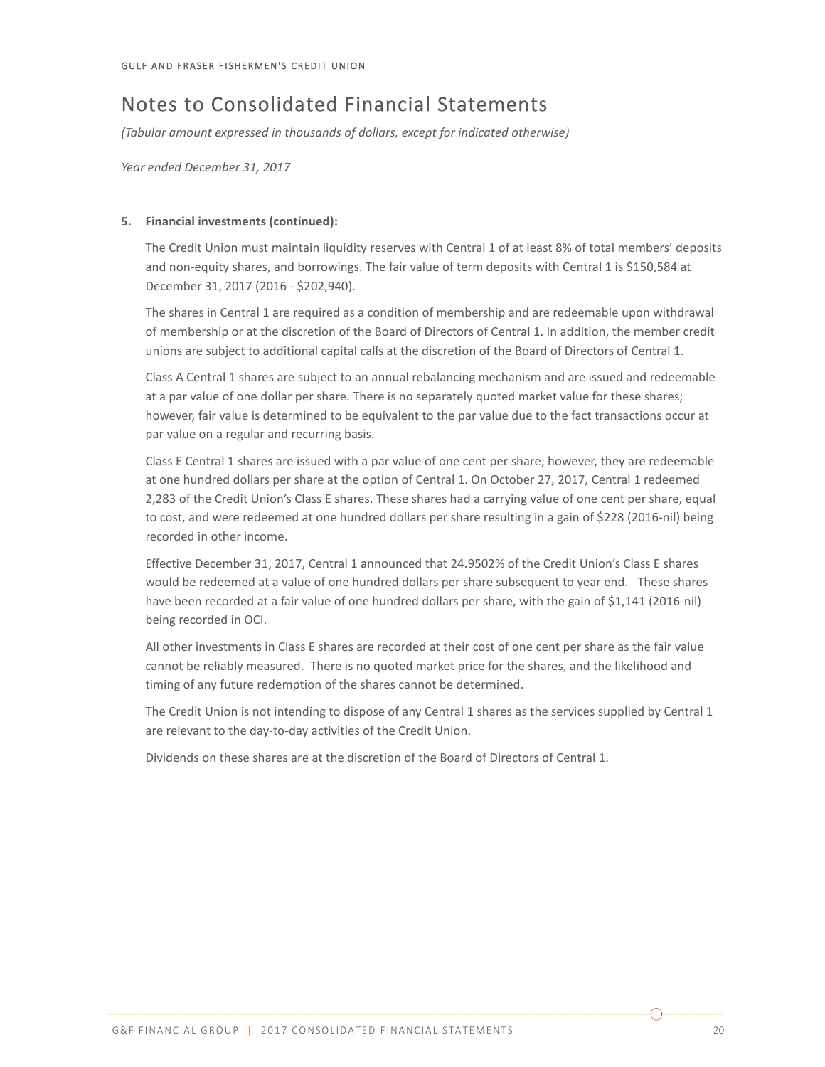# Notes to Consolidated Financial Statements

*(Tabular amount expressed in thousands of dollars, except for indicated otherwise)*

*Year ended December 31, 2017*

**5. Financial investments (continued):**

The Credit Union must maintain liquidity reserves with Central 1 of at least 8% of total members' deposits and non-equity shares, and borrowings. The fair value of term deposits with Central 1 is $150,584 at December 31, 2017 (2016 - $202,940).

The shares in Central 1 are required as a condition of membership and are redeemable upon withdrawal of membership or at the discretion of the Board of Directors of Central 1. In addition, the member credit unions are subject to additional capital calls at the discretion of the Board of Directors of Central 1.

Class A Central 1 shares are subject to an annual rebalancing mechanism and are issued and redeemable at a par value of one dollar per share. There is no separately quoted market value for these shares; however, fair value is determined to be equivalent to the par value due to the fact transactions occur at par value on a regular and recurring basis.

Class E Central 1 shares are issued with a par value of one cent per share; however, they are redeemable at one hundred dollars per share at the option of Central 1. On October 27, 2017, Central 1 redeemed 2,283 of the Credit Union's Class E shares. These shares had a carrying value of one cent per share, equal to cost, and were redeemed at one hundred dollars per share resulting in a gain of $228 (2016-nil) being recorded in other income.

Effective December 31, 2017, Central 1 announced that 24.9502% of the Credit Union's Class E shares would be redeemed at a value of one hundred dollars per share subsequent to year end. These shares have been recorded at a fair value of one hundred dollars per share, with the gain of $1,141 (2016-nil) being recorded in OCI.

All other investments in Class E shares are recorded at their cost of one cent per share as the fair value cannot be reliably measured. There is no quoted market price for the shares, and the likelihood and timing of any future redemption of the shares cannot be determined.

The Credit Union is not intending to dispose of any Central 1 shares as the services supplied by Central 1 are relevant to the day-to-day activities of the Credit Union.

Dividends on these shares are at the discretion of the Board of Directors of Central 1.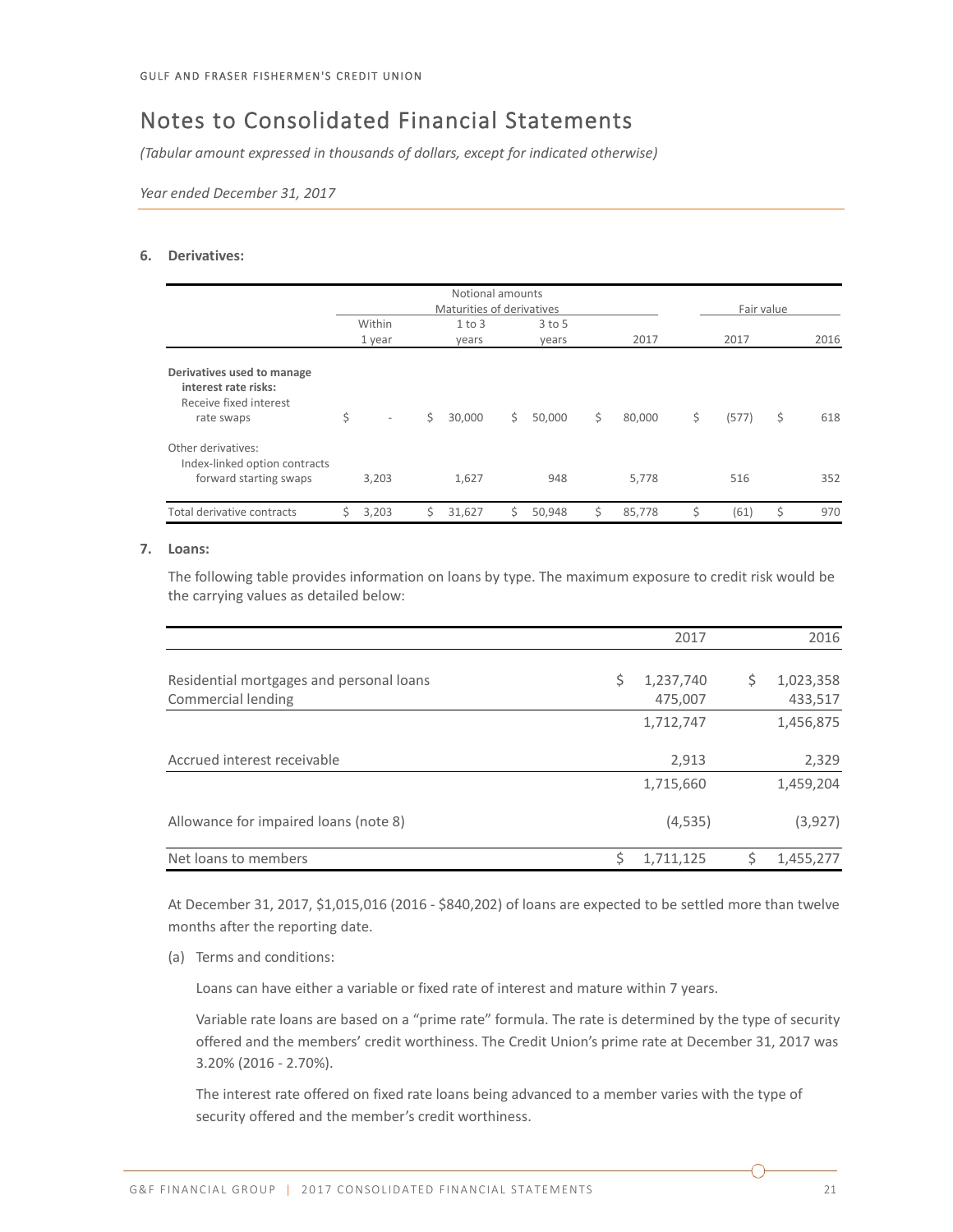# Notes to Consolidated Financial Statements

*(Tabular amount expressed in thousands of dollars, except for indicated otherwise)*

*Year ended December 31, 2017*

**6. Derivatives:**

| | Notional amounts | | | | Fair value | |
|---|---|---|---|---|---|---|
| | Maturities of derivatives | | | | | |
| | Within 1 year | 1 to 3 years | 3 to 5 years | 2017 | 2017 | 2016 |
| **Derivatives used to manage interest rate risks:** | | | | | | |
| Receive fixed interest rate swaps | $ - | $ 30,000 | $ 50,000 | $ 80,000 | $ (577) | $ 618 |
| Other derivatives: | | | | | | |
| Index-linked option contracts forward starting swaps | 3,203 | 1,627 | 948 | 5,778 | 516 | 352 |
| Total derivative contracts | $ 3,203 | $ 31,627 | $ 50,948 | $ 85,778 | $ (61) | $ 970 |

**7. Loans:**

The following table provides information on loans by type. The maximum exposure to credit risk would be the carrying values as detailed below:

| | 2017 | 2016 |
|---|---|---|
| Residential mortgages and personal loans | $ 1,237,740 | $ 1,023,358 |
| Commercial lending | 475,007 | 433,517 |
| | 1,712,747 | 1,456,875 |
| Accrued interest receivable | 2,913 | 2,329 |
| | 1,715,660 | 1,459,204 |
| Allowance for impaired loans (note 8) | (4,535) | (3,927) |
| Net loans to members | $ 1,711,125 | $ 1,455,277 |

At December 31, 2017, $1,015,016 (2016 - $840,202) of loans are expected to be settled more than twelve months after the reporting date.

(a) Terms and conditions:

Loans can have either a variable or fixed rate of interest and mature within 7 years.

Variable rate loans are based on a "prime rate" formula. The rate is determined by the type of security offered and the members' credit worthiness. The Credit Union's prime rate at December 31, 2017 was 3.20% (2016 - 2.70%).

The interest rate offered on fixed rate loans being advanced to a member varies with the type of security offered and the member's credit worthiness.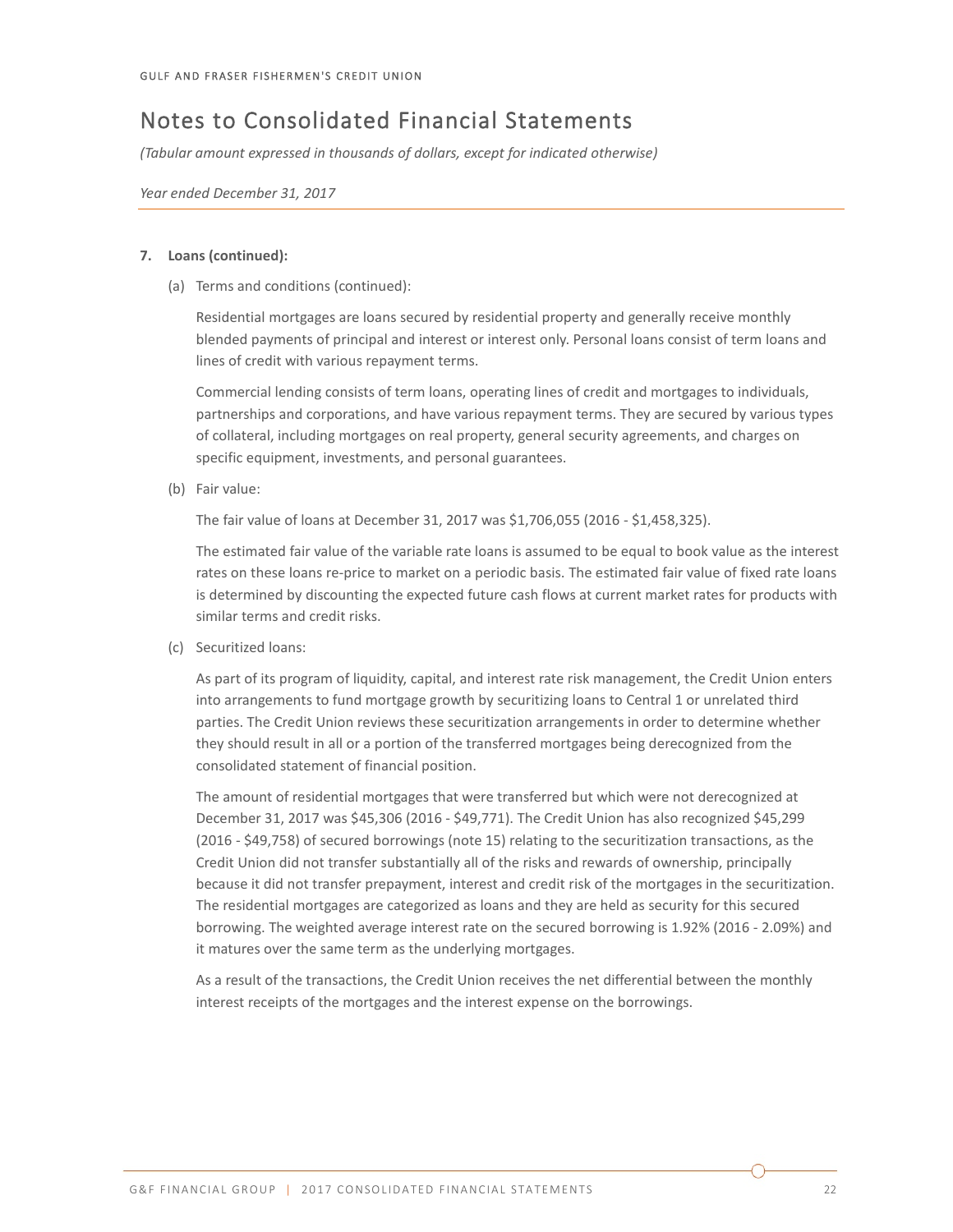# Notes to Consolidated Financial Statements

*(Tabular amount expressed in thousands of dollars, except for indicated otherwise)*

*Year ended December 31, 2017*

**7. Loans (continued):**

(a) Terms and conditions (continued):

Residential mortgages are loans secured by residential property and generally receive monthly blended payments of principal and interest or interest only. Personal loans consist of term loans and lines of credit with various repayment terms.

Commercial lending consists of term loans, operating lines of credit and mortgages to individuals, partnerships and corporations, and have various repayment terms. They are secured by various types of collateral, including mortgages on real property, general security agreements, and charges on specific equipment, investments, and personal guarantees.

(b) Fair value:

The fair value of loans at December 31, 2017 was $1,706,055 (2016 - $1,458,325).

The estimated fair value of the variable rate loans is assumed to be equal to book value as the interest rates on these loans re-price to market on a periodic basis. The estimated fair value of fixed rate loans is determined by discounting the expected future cash flows at current market rates for products with similar terms and credit risks.

(c) Securitized loans:

As part of its program of liquidity, capital, and interest rate risk management, the Credit Union enters into arrangements to fund mortgage growth by securitizing loans to Central 1 or unrelated third parties. The Credit Union reviews these securitization arrangements in order to determine whether they should result in all or a portion of the transferred mortgages being derecognized from the consolidated statement of financial position.

The amount of residential mortgages that were transferred but which were not derecognized at December 31, 2017 was $45,306 (2016 - $49,771). The Credit Union has also recognized $45,299 (2016 - $49,758) of secured borrowings (note 15) relating to the securitization transactions, as the Credit Union did not transfer substantially all of the risks and rewards of ownership, principally because it did not transfer prepayment, interest and credit risk of the mortgages in the securitization. The residential mortgages are categorized as loans and they are held as security for this secured borrowing. The weighted average interest rate on the secured borrowing is 1.92% (2016 - 2.09%) and it matures over the same term as the underlying mortgages.

As a result of the transactions, the Credit Union receives the net differential between the monthly interest receipts of the mortgages and the interest expense on the borrowings.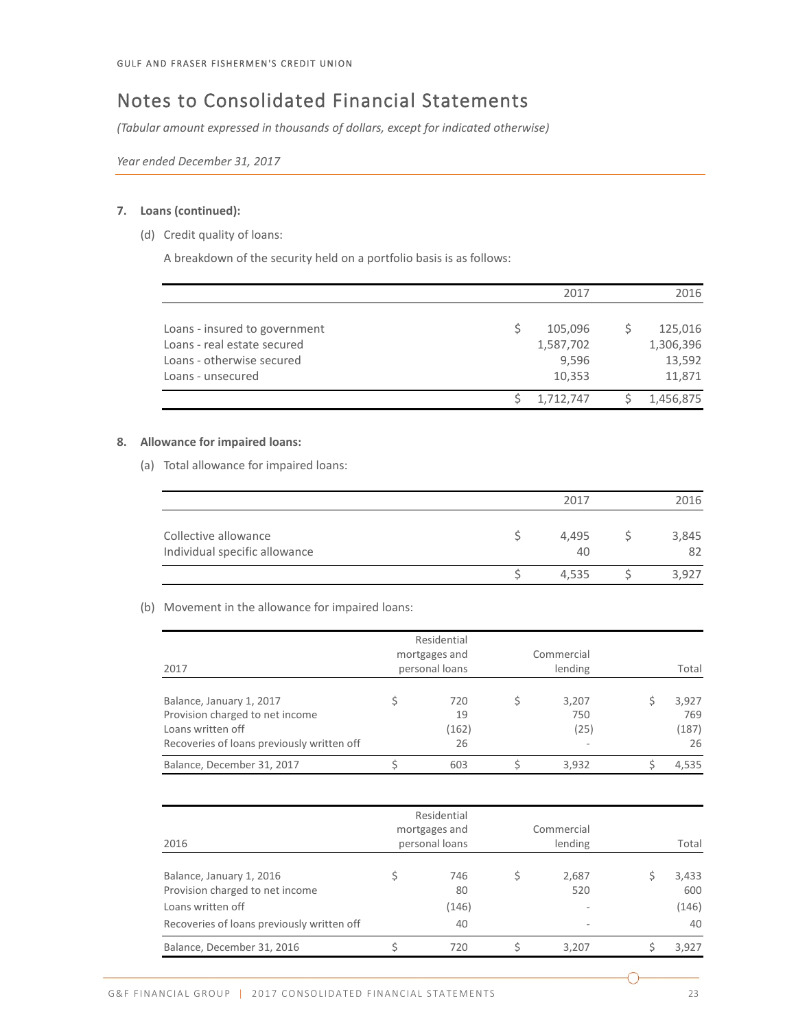# Notes to Consolidated Financial Statements

*(Tabular amount expressed in thousands of dollars, except for indicated otherwise)*

*Year ended December 31, 2017*

## 7. Loans (continued):

(d) Credit quality of loans:

A breakdown of the security held on a portfolio basis is as follows:

| | 2017 | 2016 |
|---|---|---|
| Loans - insured to government | $ 105,096 | $ 125,016 |
| Loans - real estate secured | 1,587,702 | 1,306,396 |
| Loans - otherwise secured | 9,596 | 13,592 |
| Loans - unsecured | 10,353 | 11,871 |
| | $ 1,712,747 | $ 1,456,875 |

## 8. Allowance for impaired loans:

(a) Total allowance for impaired loans:

| | 2017 | 2016 |
|---|---|---|
| Collective allowance | $ 4,495 | $ 3,845 |
| Individual specific allowance | 40 | 82 |
| | $ 4,535 | $ 3,927 |

(b) Movement in the allowance for impaired loans:

| 2017 | Residential mortgages and personal loans | Commercial lending | Total |
|---|---|---|---|
| Balance, January 1, 2017 | $ 720 | $ 3,207 | $ 3,927 |
| Provision charged to net income | 19 | 750 | 769 |
| Loans written off | (162) | (25) | (187) |
| Recoveries of loans previously written off | 26 | - | 26 |
| Balance, December 31, 2017 | $ 603 | $ 3,932 | $ 4,535 |

| 2016 | Residential mortgages and personal loans | Commercial lending | Total |
|---|---|---|---|
| Balance, January 1, 2016 | $ 746 | $ 2,687 | $ 3,433 |
| Provision charged to net income | 80 | 520 | 600 |
| Loans written off | (146) | - | (146) |
| Recoveries of loans previously written off | 40 | - | 40 |
| Balance, December 31, 2016 | $ 720 | $ 3,207 | $ 3,927 |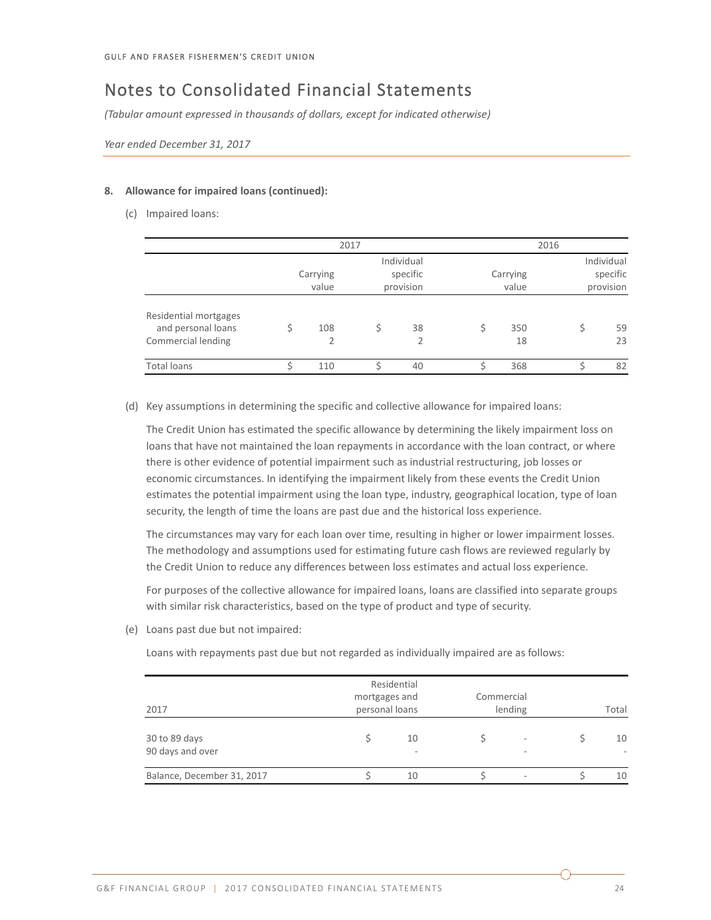GULF AND FRASER FISHERMEN'S CREDIT UNION

# Notes to Consolidated Financial Statements

*(Tabular amount expressed in thousands of dollars, except for indicated otherwise)*

*Year ended December 31, 2017*

**8. Allowance for impaired loans (continued):**

(c) Impaired loans:

| | 2017 | | 2016 | |
|---|---|---|---|---|
| | Carrying value | Individual specific provision | Carrying value | Individual specific provision |
| Residential mortgages and personal loans | $ 108 | $ 38 | $ 350 | $ 59 |
| Commercial lending | 2 | 2 | 18 | 23 |
| Total loans | $ 110 | $ 40 | $ 368 | $ 82 |

(d) Key assumptions in determining the specific and collective allowance for impaired loans:

The Credit Union has estimated the specific allowance by determining the likely impairment loss on loans that have not maintained the loan repayments in accordance with the loan contract, or where there is other evidence of potential impairment such as industrial restructuring, job losses or economic circumstances. In identifying the impairment likely from these events the Credit Union estimates the potential impairment using the loan type, industry, geographical location, type of loan security, the length of time the loans are past due and the historical loss experience.

The circumstances may vary for each loan over time, resulting in higher or lower impairment losses. The methodology and assumptions used for estimating future cash flows are reviewed regularly by the Credit Union to reduce any differences between loss estimates and actual loss experience.

For purposes of the collective allowance for impaired loans, loans are classified into separate groups with similar risk characteristics, based on the type of product and type of security.

(e) Loans past due but not impaired:

Loans with repayments past due but not regarded as individually impaired are as follows:

| 2017 | Residential mortgages and personal loans | Commercial lending | Total |
|---|---|---|---|
| 30 to 89 days | $ 10 | $ - | $ 10 |
| 90 days and over | - | - | - |
| Balance, December 31, 2017 | $ 10 | $ - | $ 10 |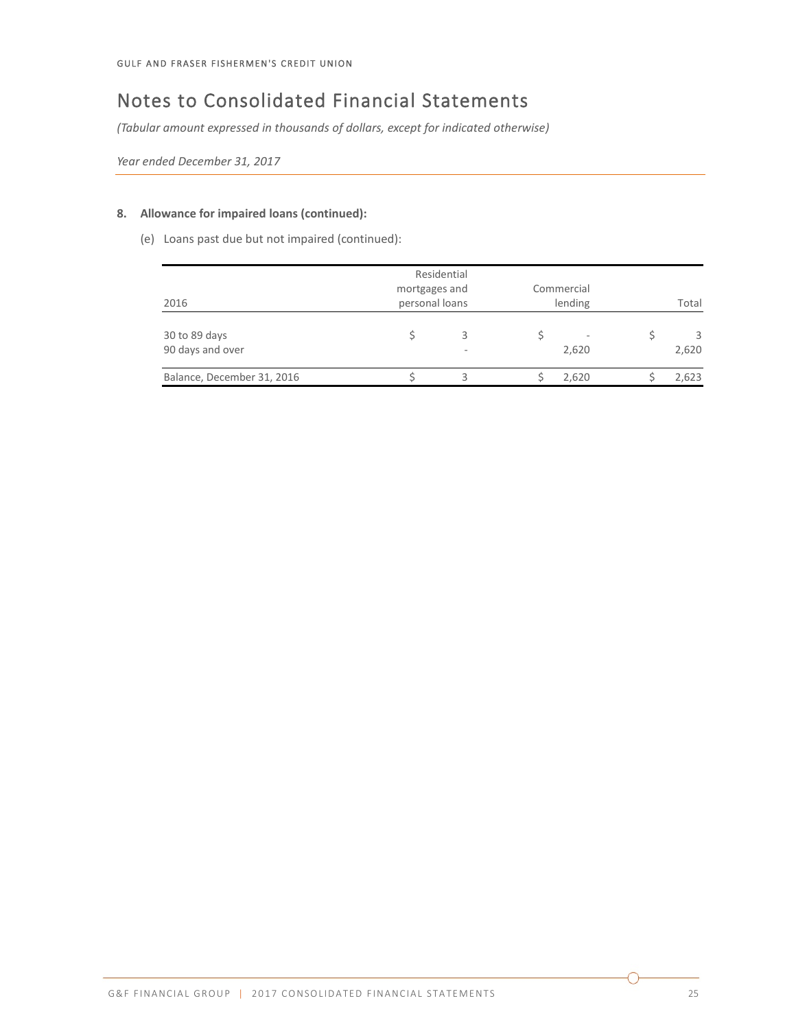GULF AND FRASER FISHERMEN'S CREDIT UNION

# Notes to Consolidated Financial Statements

*(Tabular amount expressed in thousands of dollars, except for indicated otherwise)*

*Year ended December 31, 2017*

### 8. Allowance for impaired loans (continued):

(e) Loans past due but not impaired (continued):

| 2016 | Residential mortgages and personal loans | Commercial lending | Total |
|---|---|---|---|
| 30 to 89 days | $ 3 | $ - | $ 3 |
| 90 days and over | - | 2,620 | 2,620 |
| Balance, December 31, 2016 | $ 3 | $ 2,620 | $ 2,623 |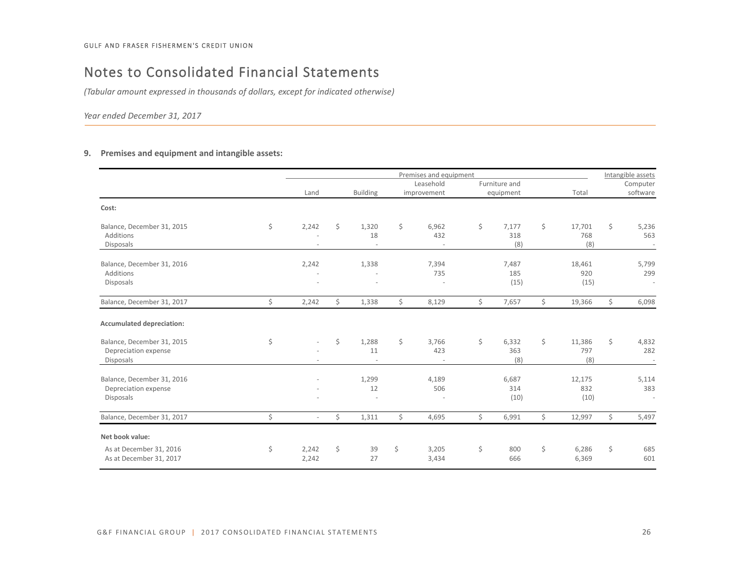GULF AND FRASER FISHERMEN'S CREDIT UNION

# Notes to Consolidated Financial Statements

*(Tabular amount expressed in thousands of dollars, except for indicated otherwise)*

*Year ended December 31, 2017*

## 9. Premises and equipment and intangible assets:

| | Premises and equipment | | | | | Intangible assets |
|---|---|---|---|---|---|---|
| | Land | Building | Leasehold improvement | Furniture and equipment | Total | Computer software |
| **Cost:** | | | | | | |
| Balance, December 31, 2015 | $ 2,242 | $ 1,320 | $ 6,962 | $ 7,177 | $ 17,701 | $ 5,236 |
| Additions | - | 18 | 432 | 318 | 768 | 563 |
| Disposals | - | - | - | (8) | (8) | - |
| Balance, December 31, 2016 | 2,242 | 1,338 | 7,394 | 7,487 | 18,461 | 5,799 |
| Additions | - | - | 735 | 185 | 920 | 299 |
| Disposals | - | - | - | (15) | (15) | - |
| Balance, December 31, 2017 | $ 2,242 | $ 1,338 | $ 8,129 | $ 7,657 | $ 19,366 | $ 6,098 |
| **Accumulated depreciation:** | | | | | | |
| Balance, December 31, 2015 | $ - | $ 1,288 | $ 3,766 | $ 6,332 | $ 11,386 | $ 4,832 |
| Depreciation expense | - | 11 | 423 | 363 | 797 | 282 |
| Disposals | - | - | - | (8) | (8) | - |
| Balance, December 31, 2016 | - | 1,299 | 4,189 | 6,687 | 12,175 | 5,114 |
| Depreciation expense | - | 12 | 506 | 314 | 832 | 383 |
| Disposals | - | - | - | (10) | (10) | - |
| Balance, December 31, 2017 | $ - | $ 1,311 | $ 4,695 | $ 6,991 | $ 12,997 | $ 5,497 |
| **Net book value:** | | | | | | |
| As at December 31, 2016 | $ 2,242 | $ 39 | $ 3,205 | $ 800 | $ 6,286 | $ 685 |
| As at December 31, 2017 | 2,242 | 27 | 3,434 | 666 | 6,369 | 601 |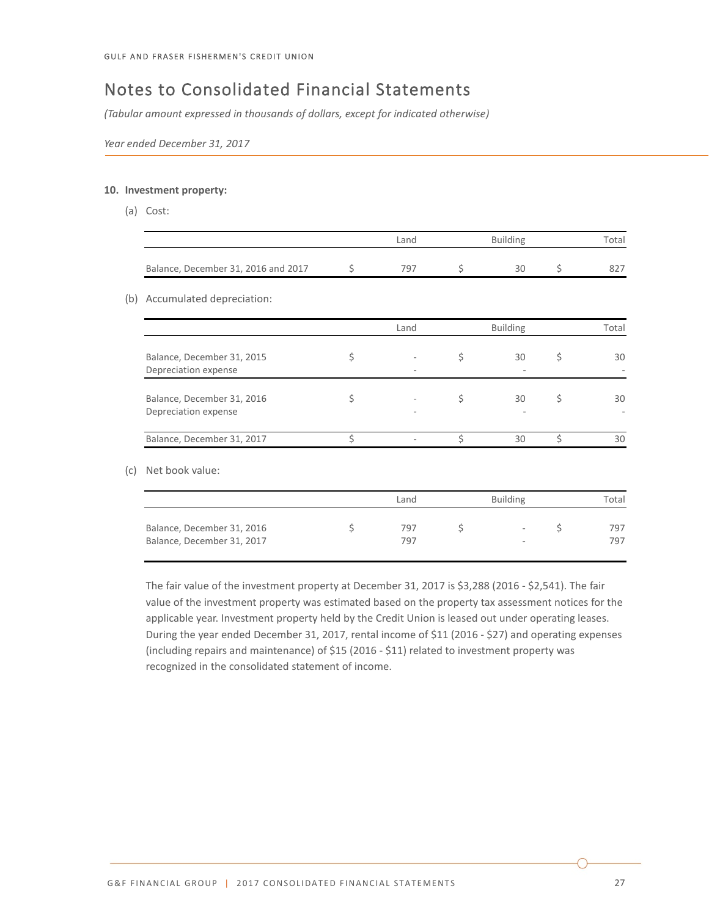# Notes to Consolidated Financial Statements

*(Tabular amount expressed in thousands of dollars, except for indicated otherwise)*

*Year ended December 31, 2017*

**10. Investment property:**

(a) Cost:

| | | Land | | Building | | Total |
|---|---|---|---|---|---|---|
| Balance, December 31, 2016 and 2017 | $ | 797 | $ | 30 | $ | 827 |

(b) Accumulated depreciation:

| | | Land | | Building | | Total |
|---|---|---|---|---|---|---|
| Balance, December 31, 2015 | $ | - | $ | 30 | $ | 30 |
| Depreciation expense | | - | | - | | - |
| Balance, December 31, 2016 | $ | - | $ | 30 | $ | 30 |
| Depreciation expense | | - | | - | | - |
| Balance, December 31, 2017 | $ | - | $ | 30 | $ | 30 |

(c) Net book value:

| | | Land | | Building | | Total |
|---|---|---|---|---|---|---|
| Balance, December 31, 2016 | $ | 797 | $ | - | $ | 797 |
| Balance, December 31, 2017 | | 797 | | - | | 797 |

The fair value of the investment property at December 31, 2017 is $3,288 (2016 - $2,541). The fair value of the investment property was estimated based on the property tax assessment notices for the applicable year. Investment property held by the Credit Union is leased out under operating leases. During the year ended December 31, 2017, rental income of $11 (2016 - $27) and operating expenses (including repairs and maintenance) of $15 (2016 - $11) related to investment property was recognized in the consolidated statement of income.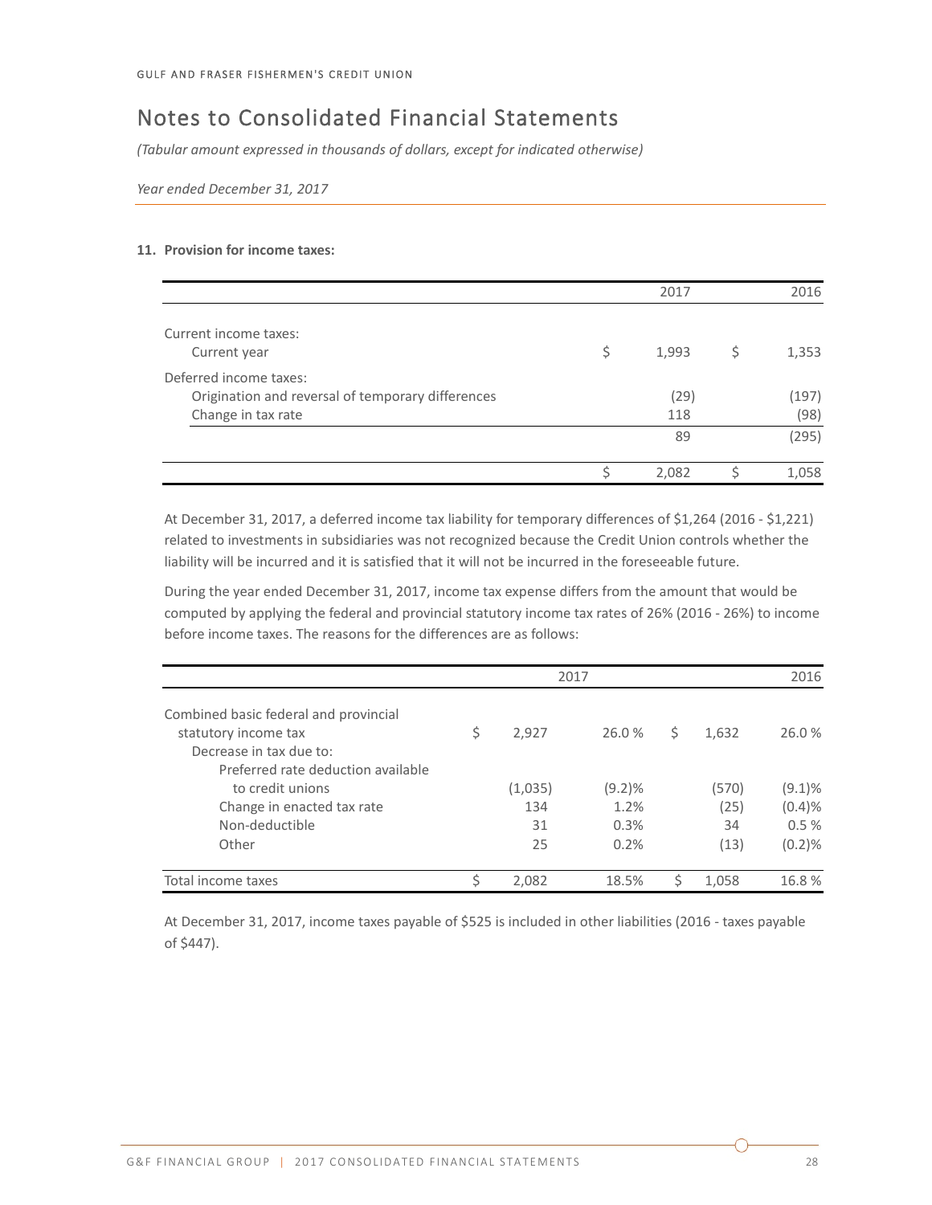GULF AND FRASER FISHERMEN'S CREDIT UNION

# Notes to Consolidated Financial Statements

*(Tabular amount expressed in thousands of dollars, except for indicated otherwise)*

*Year ended December 31, 2017*

**11. Provision for income taxes:**

| | 2017 | 2016 |
|---|---|---|
| Current income taxes: | | |
| Current year | $ 1,993 | $ 1,353 |
| Deferred income taxes: | | |
| Origination and reversal of temporary differences | (29) | (197) |
| Change in tax rate | 118 | (98) |
| | 89 | (295) |
| | $ 2,082 | $ 1,058 |

At December 31, 2017, a deferred income tax liability for temporary differences of $1,264 (2016 - $1,221) related to investments in subsidiaries was not recognized because the Credit Union controls whether the liability will be incurred and it is satisfied that it will not be incurred in the foreseeable future.

During the year ended December 31, 2017, income tax expense differs from the amount that would be computed by applying the federal and provincial statutory income tax rates of 26% (2016 - 26%) to income before income taxes. The reasons for the differences are as follows:

| | 2017 | | 2016 | |
|---|---|---|---|---|
| Combined basic federal and provincial statutory income tax | $ 2,927 | 26.0 % | $ 1,632 | 26.0 % |
| Decrease in tax due to: | | | | |
| Preferred rate deduction available to credit unions | (1,035) | (9.2)% | (570) | (9.1)% |
| Change in enacted tax rate | 134 | 1.2% | (25) | (0.4)% |
| Non-deductible | 31 | 0.3% | 34 | 0.5 % |
| Other | 25 | 0.2% | (13) | (0.2)% |
| Total income taxes | $ 2,082 | 18.5% | $ 1,058 | 16.8 % |

At December 31, 2017, income taxes payable of $525 is included in other liabilities (2016 - taxes payable of $447).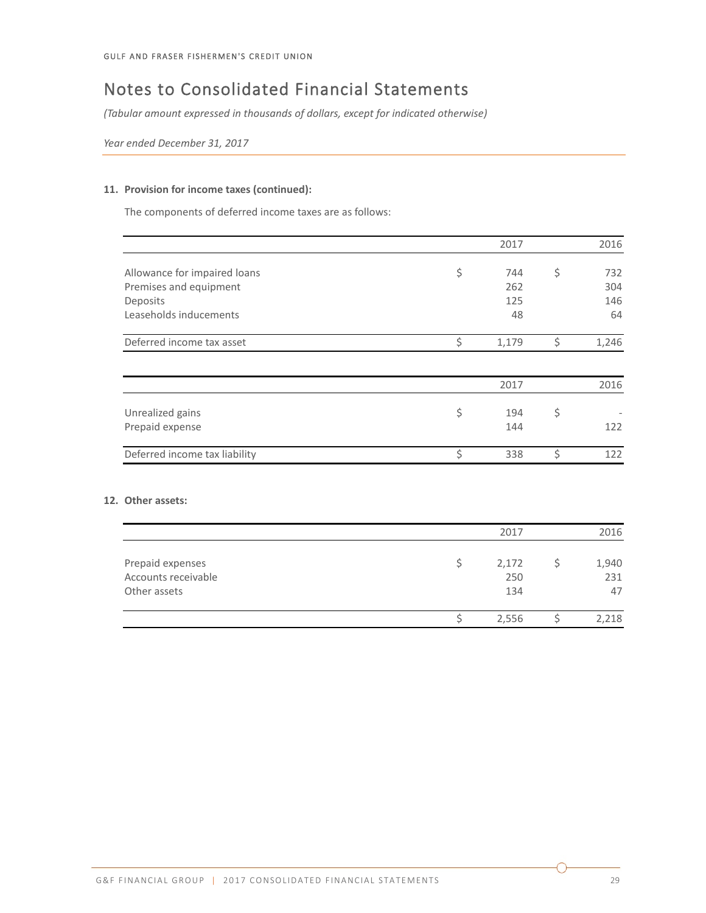# Notes to Consolidated Financial Statements

*(Tabular amount expressed in thousands of dollars, except for indicated otherwise)*

*Year ended December 31, 2017*

**11. Provision for income taxes (continued):**

The components of deferred income taxes are as follows:

| | 2017 | 2016 |
|---|---|---|
| Allowance for impaired loans | $ 744 | $ 732 |
| Premises and equipment | 262 | 304 |
| Deposits | 125 | 146 |
| Leaseholds inducements | 48 | 64 |
| Deferred income tax asset | $ 1,179 | $ 1,246 |

| | 2017 | 2016 |
|---|---|---|
| Unrealized gains | $ 194 | $ - |
| Prepaid expense | 144 | 122 |
| Deferred income tax liability | $ 338 | $ 122 |

**12. Other assets:**

| | 2017 | 2016 |
|---|---|---|
| Prepaid expenses | $ 2,172 | $ 1,940 |
| Accounts receivable | 250 | 231 |
| Other assets | 134 | 47 |
| | $ 2,556 | $ 2,218 |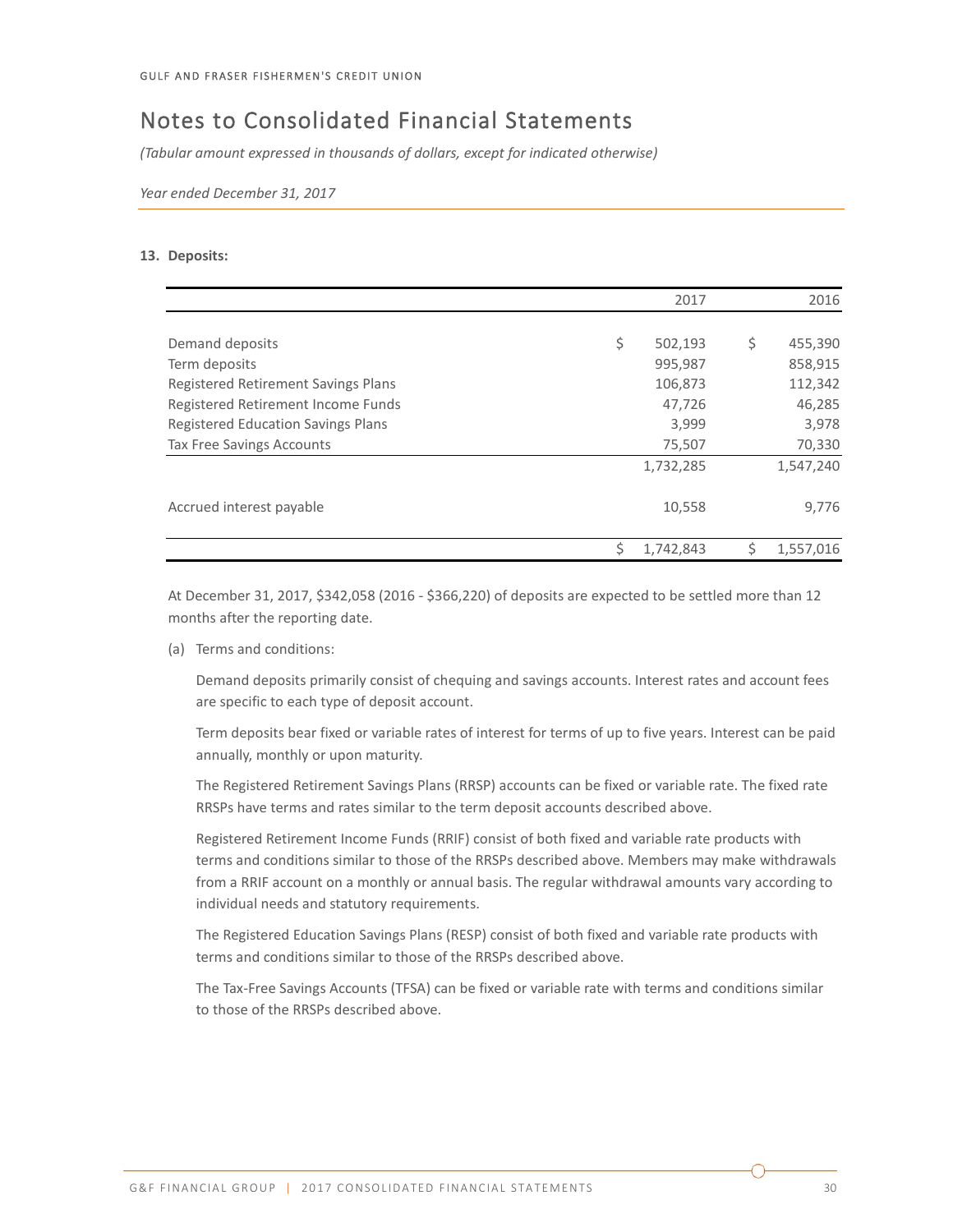GULF AND FRASER FISHERMEN'S CREDIT UNION

# Notes to Consolidated Financial Statements

*(Tabular amount expressed in thousands of dollars, except for indicated otherwise)*

*Year ended December 31, 2017*

**13. Deposits:**

| | 2017 | 2016 |
|---|---|---|
| Demand deposits | $ 502,193 | $ 455,390 |
| Term deposits | 995,987 | 858,915 |
| Registered Retirement Savings Plans | 106,873 | 112,342 |
| Registered Retirement Income Funds | 47,726 | 46,285 |
| Registered Education Savings Plans | 3,999 | 3,978 |
| Tax Free Savings Accounts | 75,507 | 70,330 |
| | 1,732,285 | 1,547,240 |
| Accrued interest payable | 10,558 | 9,776 |
| | $ 1,742,843 | $ 1,557,016 |

At December 31, 2017, $342,058 (2016 - $366,220) of deposits are expected to be settled more than 12 months after the reporting date.

(a) Terms and conditions:

Demand deposits primarily consist of chequing and savings accounts. Interest rates and account fees are specific to each type of deposit account.

Term deposits bear fixed or variable rates of interest for terms of up to five years. Interest can be paid annually, monthly or upon maturity.

The Registered Retirement Savings Plans (RRSP) accounts can be fixed or variable rate. The fixed rate RRSPs have terms and rates similar to the term deposit accounts described above.

Registered Retirement Income Funds (RRIF) consist of both fixed and variable rate products with terms and conditions similar to those of the RRSPs described above. Members may make withdrawals from a RRIF account on a monthly or annual basis. The regular withdrawal amounts vary according to individual needs and statutory requirements.

The Registered Education Savings Plans (RESP) consist of both fixed and variable rate products with terms and conditions similar to those of the RRSPs described above.

The Tax-Free Savings Accounts (TFSA) can be fixed or variable rate with terms and conditions similar to those of the RRSPs described above.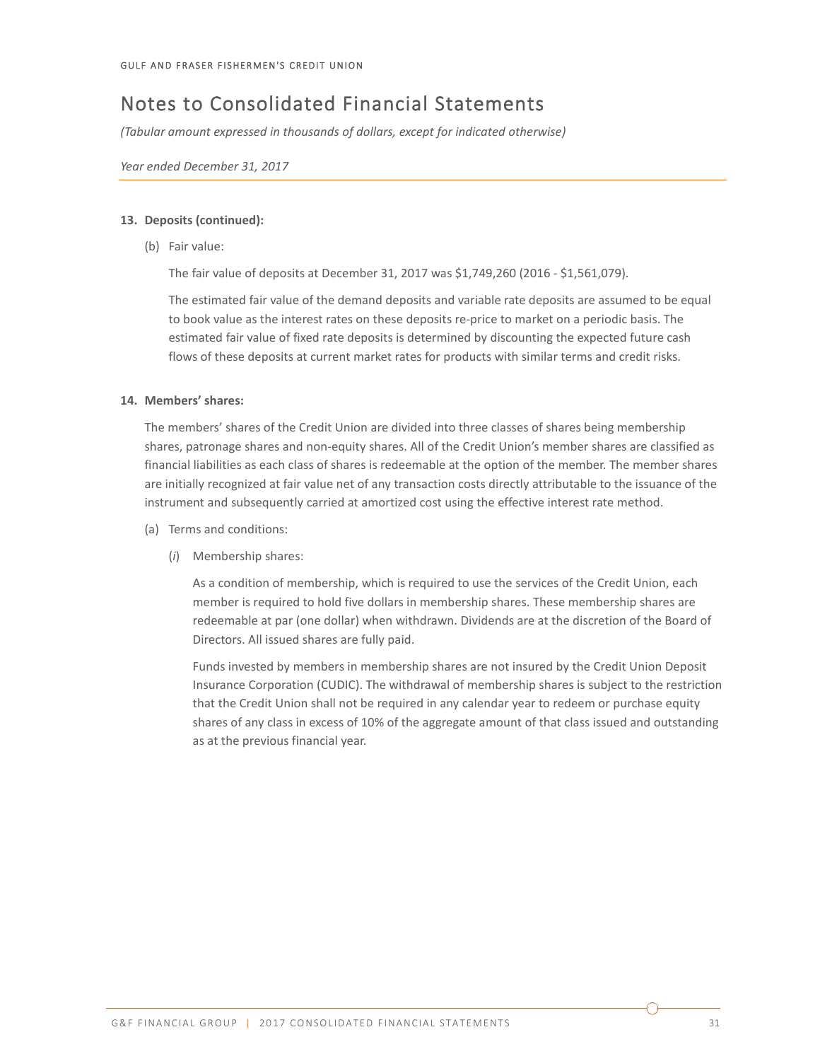# Notes to Consolidated Financial Statements

*(Tabular amount expressed in thousands of dollars, except for indicated otherwise)*

*Year ended December 31, 2017*

**13. Deposits (continued):**

(b) Fair value:

The fair value of deposits at December 31, 2017 was $1,749,260 (2016 - $1,561,079).

The estimated fair value of the demand deposits and variable rate deposits are assumed to be equal to book value as the interest rates on these deposits re-price to market on a periodic basis. The estimated fair value of fixed rate deposits is determined by discounting the expected future cash flows of these deposits at current market rates for products with similar terms and credit risks.

**14. Members' shares:**

The members' shares of the Credit Union are divided into three classes of shares being membership shares, patronage shares and non-equity shares. All of the Credit Union's member shares are classified as financial liabilities as each class of shares is redeemable at the option of the member. The member shares are initially recognized at fair value net of any transaction costs directly attributable to the issuance of the instrument and subsequently carried at amortized cost using the effective interest rate method.

(a) Terms and conditions:

(*i*) Membership shares:

As a condition of membership, which is required to use the services of the Credit Union, each member is required to hold five dollars in membership shares. These membership shares are redeemable at par (one dollar) when withdrawn. Dividends are at the discretion of the Board of Directors. All issued shares are fully paid.

Funds invested by members in membership shares are not insured by the Credit Union Deposit Insurance Corporation (CUDIC). The withdrawal of membership shares is subject to the restriction that the Credit Union shall not be required in any calendar year to redeem or purchase equity shares of any class in excess of 10% of the aggregate amount of that class issued and outstanding as at the previous financial year.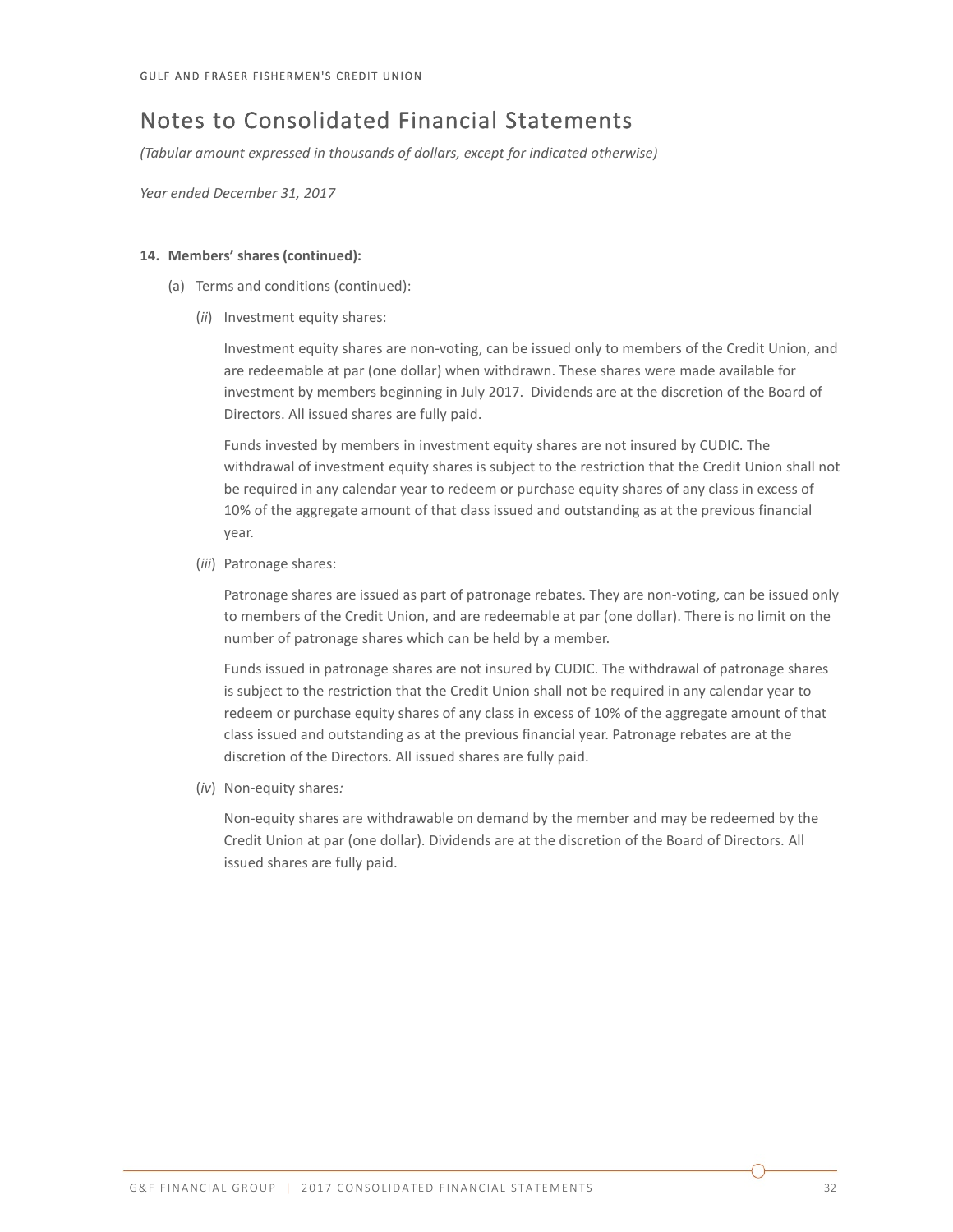# Notes to Consolidated Financial Statements

*(Tabular amount expressed in thousands of dollars, except for indicated otherwise)*

*Year ended December 31, 2017*

**14. Members' shares (continued):**

(a) Terms and conditions (continued):

(*ii*) Investment equity shares:

Investment equity shares are non-voting, can be issued only to members of the Credit Union, and are redeemable at par (one dollar) when withdrawn. These shares were made available for investment by members beginning in July 2017. Dividends are at the discretion of the Board of Directors. All issued shares are fully paid.

Funds invested by members in investment equity shares are not insured by CUDIC. The withdrawal of investment equity shares is subject to the restriction that the Credit Union shall not be required in any calendar year to redeem or purchase equity shares of any class in excess of 10% of the aggregate amount of that class issued and outstanding as at the previous financial year.

(*iii*) Patronage shares:

Patronage shares are issued as part of patronage rebates. They are non-voting, can be issued only to members of the Credit Union, and are redeemable at par (one dollar). There is no limit on the number of patronage shares which can be held by a member.

Funds issued in patronage shares are not insured by CUDIC. The withdrawal of patronage shares is subject to the restriction that the Credit Union shall not be required in any calendar year to redeem or purchase equity shares of any class in excess of 10% of the aggregate amount of that class issued and outstanding as at the previous financial year. Patronage rebates are at the discretion of the Directors. All issued shares are fully paid.

(*iv*) Non-equity shares*:*

Non-equity shares are withdrawable on demand by the member and may be redeemed by the Credit Union at par (one dollar). Dividends are at the discretion of the Board of Directors. All issued shares are fully paid.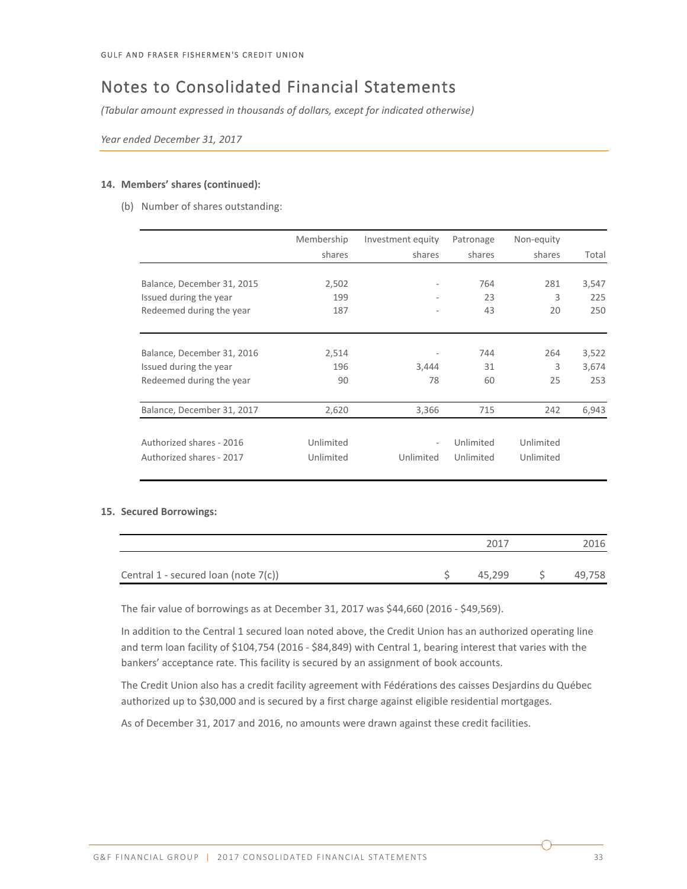GULF AND FRASER FISHERMEN'S CREDIT UNION

# Notes to Consolidated Financial Statements

*(Tabular amount expressed in thousands of dollars, except for indicated otherwise)*

*Year ended December 31, 2017*

**14. Members' shares (continued):**

(b) Number of shares outstanding:

| | Membership shares | Investment equity shares | Patronage shares | Non-equity shares | Total |
|---|---|---|---|---|---|
| Balance, December 31, 2015 | 2,502 | - | 764 | 281 | 3,547 |
| Issued during the year | 199 | - | 23 | 3 | 225 |
| Redeemed during the year | 187 | - | 43 | 20 | 250 |
| Balance, December 31, 2016 | 2,514 | - | 744 | 264 | 3,522 |
| Issued during the year | 196 | 3,444 | 31 | 3 | 3,674 |
| Redeemed during the year | 90 | 78 | 60 | 25 | 253 |
| Balance, December 31, 2017 | 2,620 | 3,366 | 715 | 242 | 6,943 |
| Authorized shares - 2016 | Unlimited | - | Unlimited | Unlimited | |
| Authorized shares - 2017 | Unlimited | Unlimited | Unlimited | Unlimited | |

**15. Secured Borrowings:**

| | 2017 | 2016 |
|---|---|---|
| Central 1 - secured loan (note 7(c)) | $ 45,299 | $ 49,758 |

The fair value of borrowings as at December 31, 2017 was $44,660 (2016 - $49,569).

In addition to the Central 1 secured loan noted above, the Credit Union has an authorized operating line and term loan facility of $104,754 (2016 - $84,849) with Central 1, bearing interest that varies with the bankers' acceptance rate. This facility is secured by an assignment of book accounts.

The Credit Union also has a credit facility agreement with Fédérations des caisses Desjardins du Québec authorized up to $30,000 and is secured by a first charge against eligible residential mortgages.

As of December 31, 2017 and 2016, no amounts were drawn against these credit facilities.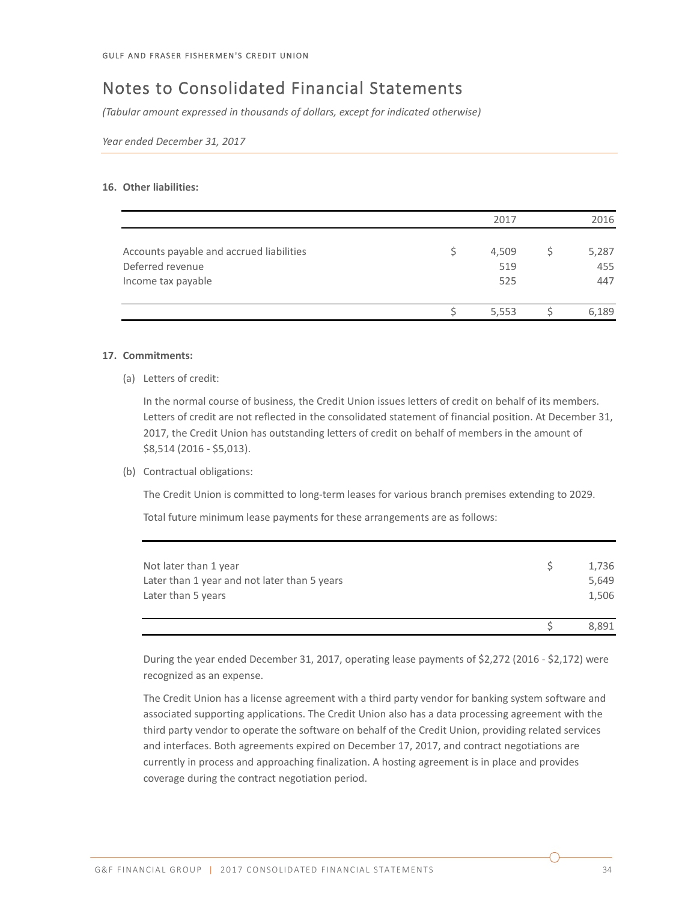## Notes to Consolidated Financial Statements

*(Tabular amount expressed in thousands of dollars, except for indicated otherwise)*

*Year ended December 31, 2017*

**16. Other liabilities:**

| | 2017 | 2016 |
|---|---|---|
| Accounts payable and accrued liabilities | $ 4,509 | $ 5,287 |
| Deferred revenue | 519 | 455 |
| Income tax payable | 525 | 447 |
| | $ 5,553 | $ 6,189 |

**17. Commitments:**

(a) Letters of credit:

In the normal course of business, the Credit Union issues letters of credit on behalf of its members. Letters of credit are not reflected in the consolidated statement of financial position. At December 31, 2017, the Credit Union has outstanding letters of credit on behalf of members in the amount of $8,514 (2016 - $5,013).

(b) Contractual obligations:

The Credit Union is committed to long-term leases for various branch premises extending to 2029.

Total future minimum lease payments for these arrangements are as follows:

| | |
|---|---|
| Not later than 1 year | $ 1,736 |
| Later than 1 year and not later than 5 years | 5,649 |
| Later than 5 years | 1,506 |
| | $ 8,891 |

During the year ended December 31, 2017, operating lease payments of $2,272 (2016 - $2,172) were recognized as an expense.

The Credit Union has a license agreement with a third party vendor for banking system software and associated supporting applications. The Credit Union also has a data processing agreement with the third party vendor to operate the software on behalf of the Credit Union, providing related services and interfaces. Both agreements expired on December 17, 2017, and contract negotiations are currently in process and approaching finalization. A hosting agreement is in place and provides coverage during the contract negotiation period.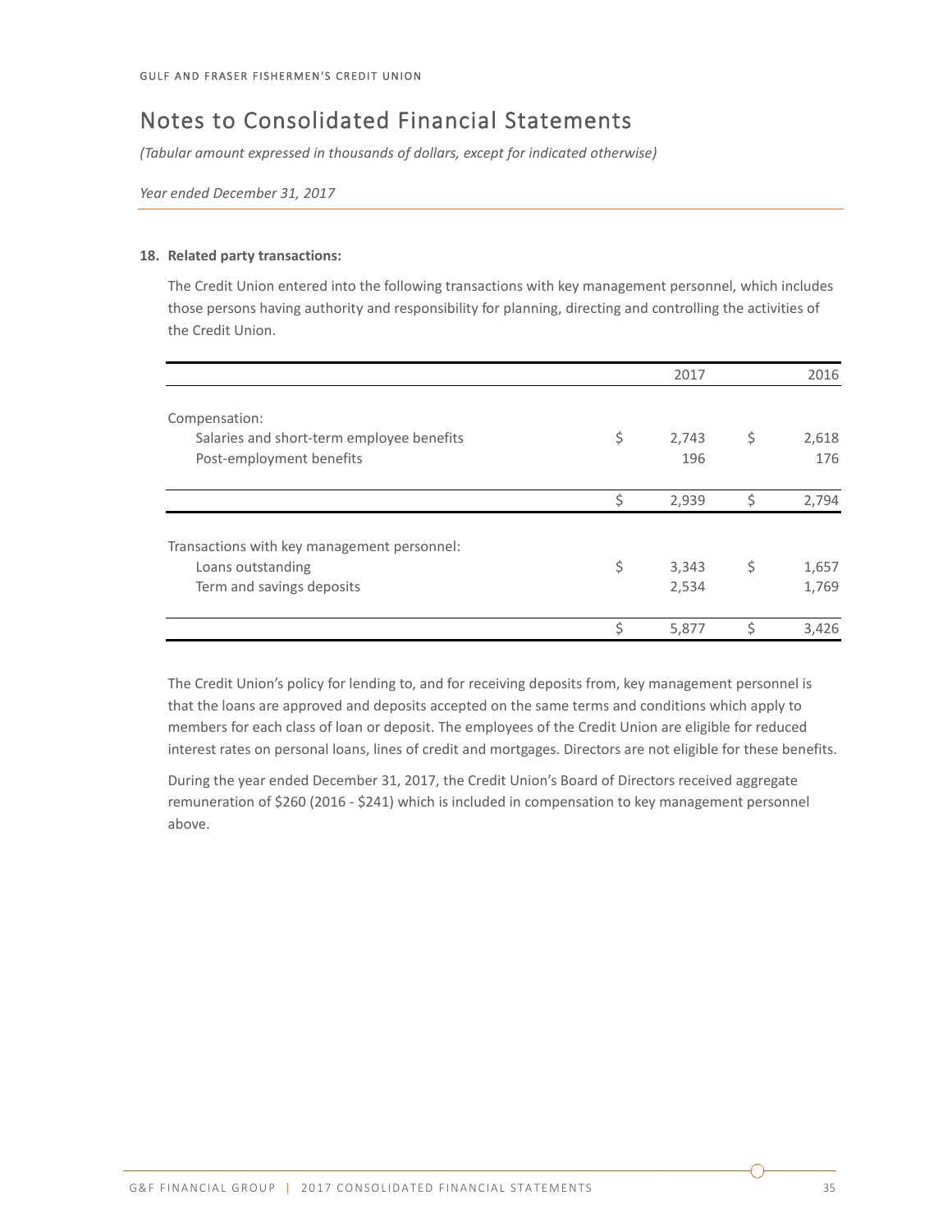## Notes to Consolidated Financial Statements

*(Tabular amount expressed in thousands of dollars, except for indicated otherwise)*

*Year ended December 31, 2017*

**18. Related party transactions:**

The Credit Union entered into the following transactions with key management personnel, which includes those persons having authority and responsibility for planning, directing and controlling the activities of the Credit Union.

| | 2017 | 2016 |
|---|---|---|
| Compensation: | | |
| Salaries and short-term employee benefits | $ 2,743 | $ 2,618 |
| Post-employment benefits | 196 | 176 |
| | $ 2,939 | $ 2,794 |
| Transactions with key management personnel: | | |
| Loans outstanding | $ 3,343 | $ 1,657 |
| Term and savings deposits | 2,534 | 1,769 |
| | $ 5,877 | $ 3,426 |

The Credit Union's policy for lending to, and for receiving deposits from, key management personnel is that the loans are approved and deposits accepted on the same terms and conditions which apply to members for each class of loan or deposit. The employees of the Credit Union are eligible for reduced interest rates on personal loans, lines of credit and mortgages. Directors are not eligible for these benefits.

During the year ended December 31, 2017, the Credit Union's Board of Directors received aggregate remuneration of $260 (2016 - $241) which is included in compensation to key management personnel above.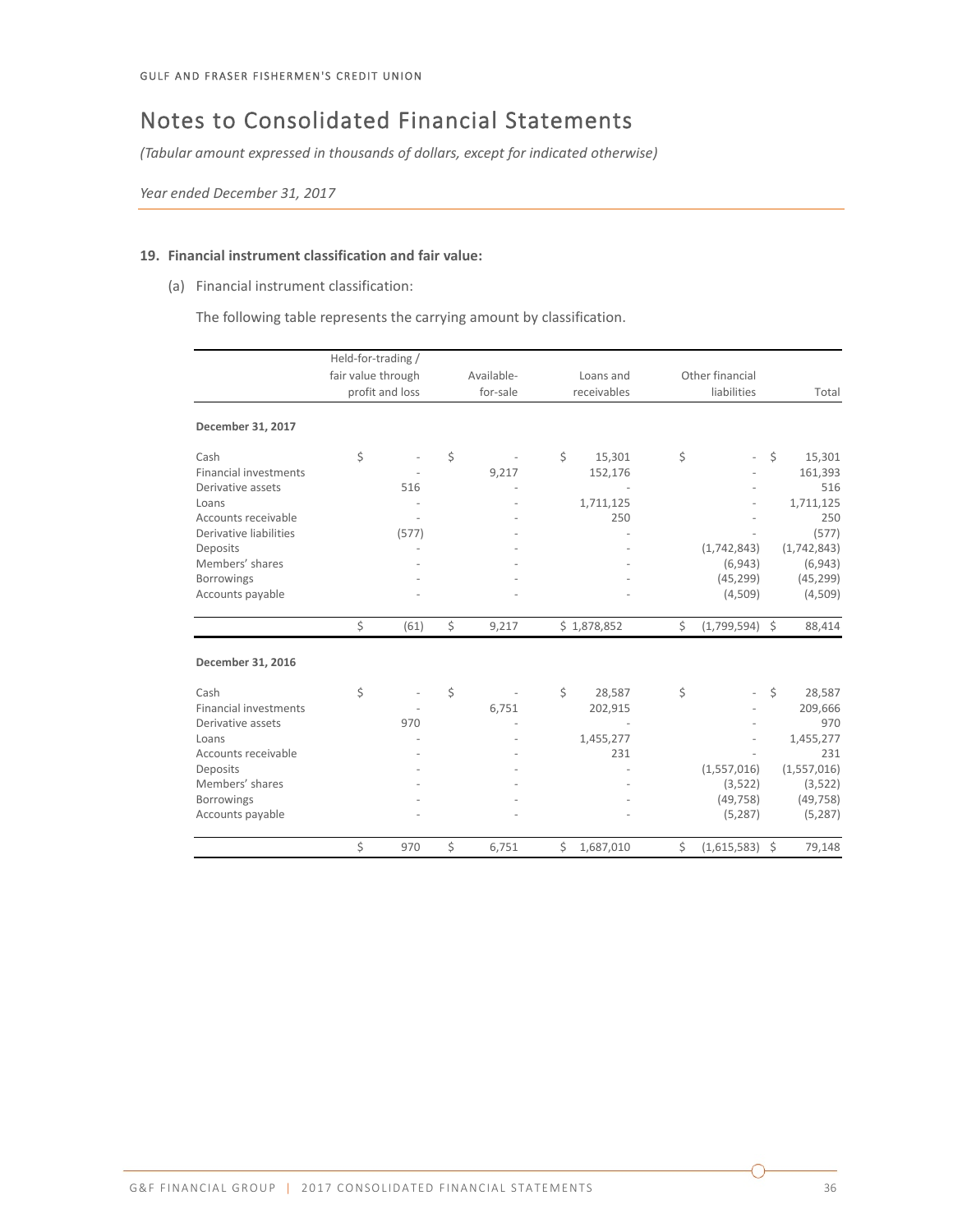GULF AND FRASER FISHERMEN'S CREDIT UNION

# Notes to Consolidated Financial Statements

*(Tabular amount expressed in thousands of dollars, except for indicated otherwise)*

*Year ended December 31, 2017*

**19. Financial instrument classification and fair value:**

(a) Financial instrument classification:

The following table represents the carrying amount by classification.

| | Held-for-trading / fair value through profit and loss | Available-for-sale | Loans and receivables | Other financial liabilities | Total |
|---|---|---|---|---|---|
| **December 31, 2017** | | | | | |
| Cash | $ - | $ - | $ 15,301 | $ - | $ 15,301 |
| Financial investments | - | 9,217 | 152,176 | - | 161,393 |
| Derivative assets | 516 | - | - | - | 516 |
| Loans | - | - | 1,711,125 | - | 1,711,125 |
| Accounts receivable | - | - | 250 | - | 250 |
| Derivative liabilities | (577) | - | - | - | (577) |
| Deposits | - | - | - | (1,742,843) | (1,742,843) |
| Members' shares | - | - | - | (6,943) | (6,943) |
| Borrowings | - | - | - | (45,299) | (45,299) |
| Accounts payable | - | - | - | (4,509) | (4,509) |
| | $ (61) | $ 9,217 | $ 1,878,852 | $ (1,799,594) | $ 88,414 |
| **December 31, 2016** | | | | | |
| Cash | $ - | $ - | $ 28,587 | $ - | $ 28,587 |
| Financial investments | - | 6,751 | 202,915 | - | 209,666 |
| Derivative assets | 970 | - | - | - | 970 |
| Loans | - | - | 1,455,277 | - | 1,455,277 |
| Accounts receivable | - | - | 231 | - | 231 |
| Deposits | - | - | - | (1,557,016) | (1,557,016) |
| Members' shares | - | - | - | (3,522) | (3,522) |
| Borrowings | - | - | - | (49,758) | (49,758) |
| Accounts payable | - | - | - | (5,287) | (5,287) |
| | $ 970 | $ 6,751 | $ 1,687,010 | $ (1,615,583) | $ 79,148 |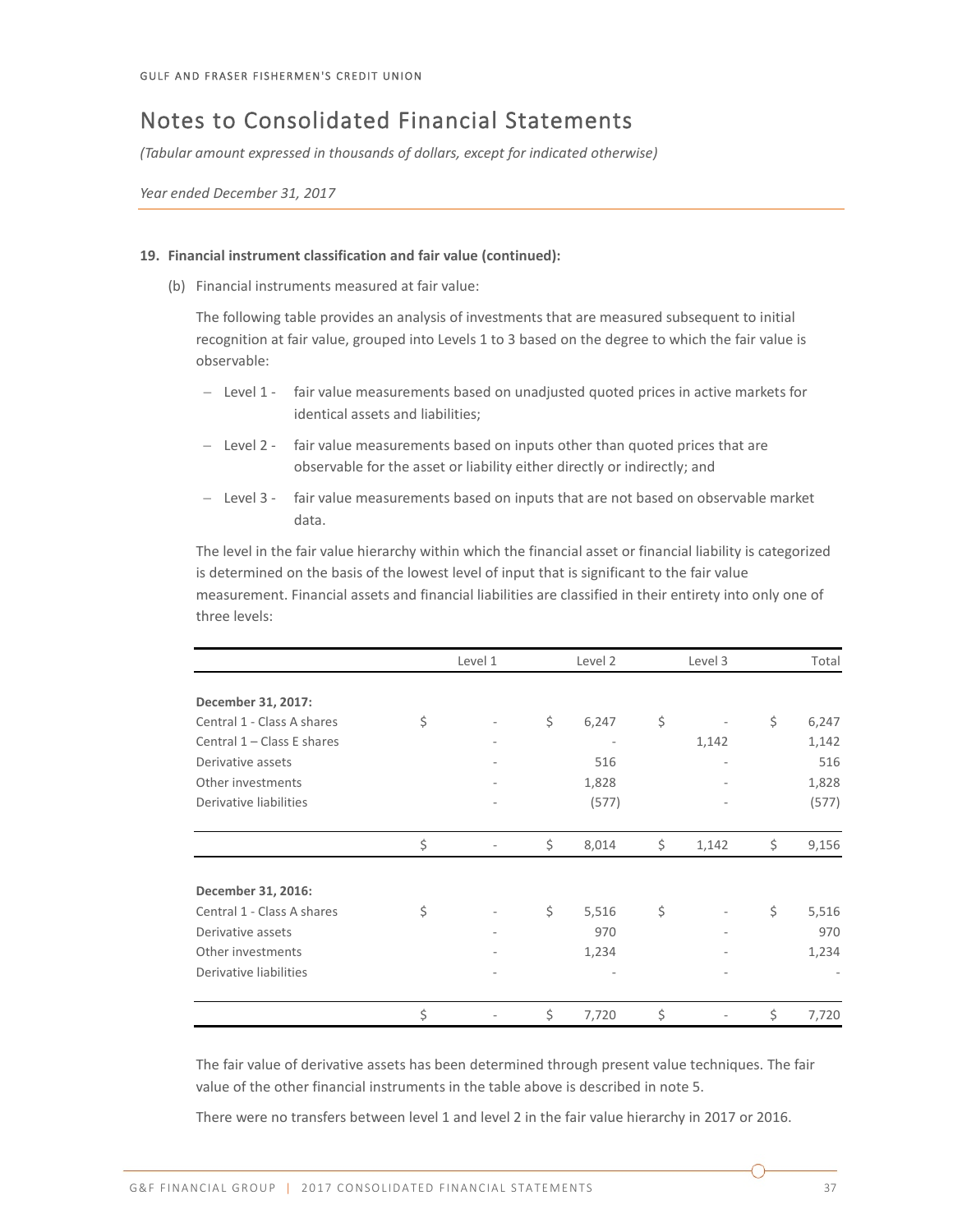# Notes to Consolidated Financial Statements

*(Tabular amount expressed in thousands of dollars, except for indicated otherwise)*

*Year ended December 31, 2017*

**19. Financial instrument classification and fair value (continued):**

(b) Financial instruments measured at fair value:

The following table provides an analysis of investments that are measured subsequent to initial recognition at fair value, grouped into Levels 1 to 3 based on the degree to which the fair value is observable:

- Level 1 - fair value measurements based on unadjusted quoted prices in active markets for identical assets and liabilities;
- Level 2 - fair value measurements based on inputs other than quoted prices that are observable for the asset or liability either directly or indirectly; and
- Level 3 - fair value measurements based on inputs that are not based on observable market data.

The level in the fair value hierarchy within which the financial asset or financial liability is categorized is determined on the basis of the lowest level of input that is significant to the fair value measurement. Financial assets and financial liabilities are classified in their entirety into only one of three levels:

| | Level 1 | Level 2 | Level 3 | Total |
|---|---|---|---|---|
| **December 31, 2017:** | | | | |
| Central 1 - Class A shares | $ - | $ 6,247 | $ - | $ 6,247 |
| Central 1 – Class E shares | - | - | 1,142 | 1,142 |
| Derivative assets | - | 516 | - | 516 |
| Other investments | - | 1,828 | - | 1,828 |
| Derivative liabilities | - | (577) | - | (577) |
| | $ - | $ 8,014 | $ 1,142 | $ 9,156 |
| **December 31, 2016:** | | | | |
| Central 1 - Class A shares | $ - | $ 5,516 | $ - | $ 5,516 |
| Derivative assets | - | 970 | - | 970 |
| Other investments | - | 1,234 | - | 1,234 |
| Derivative liabilities | - | - | - | - |
| | $ - | $ 7,720 | $ - | $ 7,720 |

The fair value of derivative assets has been determined through present value techniques. The fair value of the other financial instruments in the table above is described in note 5.

There were no transfers between level 1 and level 2 in the fair value hierarchy in 2017 or 2016.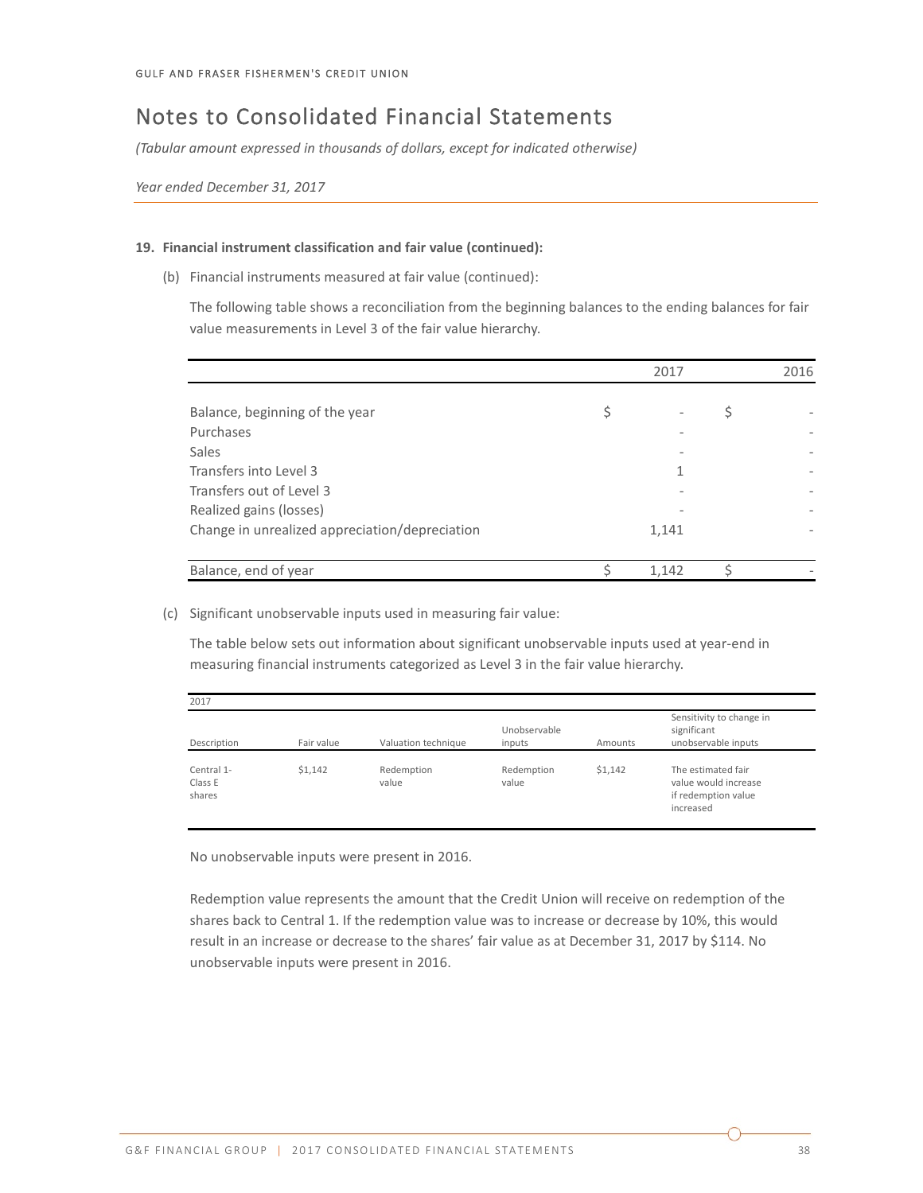## Notes to Consolidated Financial Statements

*(Tabular amount expressed in thousands of dollars, except for indicated otherwise)*

*Year ended December 31, 2017*

**19. Financial instrument classification and fair value (continued):**

(b) Financial instruments measured at fair value (continued):

The following table shows a reconciliation from the beginning balances to the ending balances for fair value measurements in Level 3 of the fair value hierarchy.

| | 2017 | 2016 |
|---|---|---|
| Balance, beginning of the year | $ - | $ - |
| Purchases | - | - |
| Sales | - | - |
| Transfers into Level 3 | 1 | - |
| Transfers out of Level 3 | - | - |
| Realized gains (losses) | - | - |
| Change in unrealized appreciation/depreciation | 1,141 | - |
| Balance, end of year | $ 1,142 | $ - |

(c) Significant unobservable inputs used in measuring fair value:

The table below sets out information about significant unobservable inputs used at year-end in measuring financial instruments categorized as Level 3 in the fair value hierarchy.

| 2017 | | | | | |
|---|---|---|---|---|---|
| Description | Fair value | Valuation technique | Unobservable inputs | Amounts | Sensitivity to change in significant unobservable inputs |
| Central 1- Class E shares | $1,142 | Redemption value | Redemption value | $1,142 | The estimated fair value would increase if redemption value increased |

No unobservable inputs were present in 2016.

Redemption value represents the amount that the Credit Union will receive on redemption of the shares back to Central 1. If the redemption value was to increase or decrease by 10%, this would result in an increase or decrease to the shares' fair value as at December 31, 2017 by $114. No unobservable inputs were present in 2016.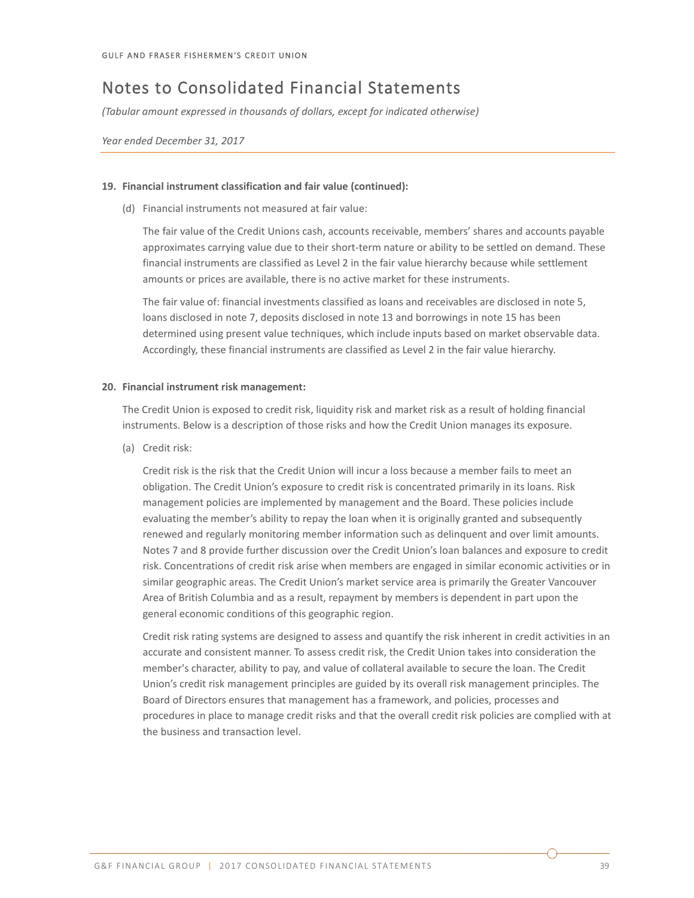# Notes to Consolidated Financial Statements

*(Tabular amount expressed in thousands of dollars, except for indicated otherwise)*

*Year ended December 31, 2017*

**19. Financial instrument classification and fair value (continued):**

(d) Financial instruments not measured at fair value:

The fair value of the Credit Unions cash, accounts receivable, members' shares and accounts payable approximates carrying value due to their short-term nature or ability to be settled on demand. These financial instruments are classified as Level 2 in the fair value hierarchy because while settlement amounts or prices are available, there is no active market for these instruments.

The fair value of: financial investments classified as loans and receivables are disclosed in note 5, loans disclosed in note 7, deposits disclosed in note 13 and borrowings in note 15 has been determined using present value techniques, which include inputs based on market observable data. Accordingly, these financial instruments are classified as Level 2 in the fair value hierarchy.

**20. Financial instrument risk management:**

The Credit Union is exposed to credit risk, liquidity risk and market risk as a result of holding financial instruments. Below is a description of those risks and how the Credit Union manages its exposure.

(a) Credit risk:

Credit risk is the risk that the Credit Union will incur a loss because a member fails to meet an obligation. The Credit Union's exposure to credit risk is concentrated primarily in its loans. Risk management policies are implemented by management and the Board. These policies include evaluating the member's ability to repay the loan when it is originally granted and subsequently renewed and regularly monitoring member information such as delinquent and over limit amounts. Notes 7 and 8 provide further discussion over the Credit Union's loan balances and exposure to credit risk. Concentrations of credit risk arise when members are engaged in similar economic activities or in similar geographic areas. The Credit Union's market service area is primarily the Greater Vancouver Area of British Columbia and as a result, repayment by members is dependent in part upon the general economic conditions of this geographic region.

Credit risk rating systems are designed to assess and quantify the risk inherent in credit activities in an accurate and consistent manner. To assess credit risk, the Credit Union takes into consideration the member's character, ability to pay, and value of collateral available to secure the loan. The Credit Union's credit risk management principles are guided by its overall risk management principles. The Board of Directors ensures that management has a framework, and policies, processes and procedures in place to manage credit risks and that the overall credit risk policies are complied with at the business and transaction level.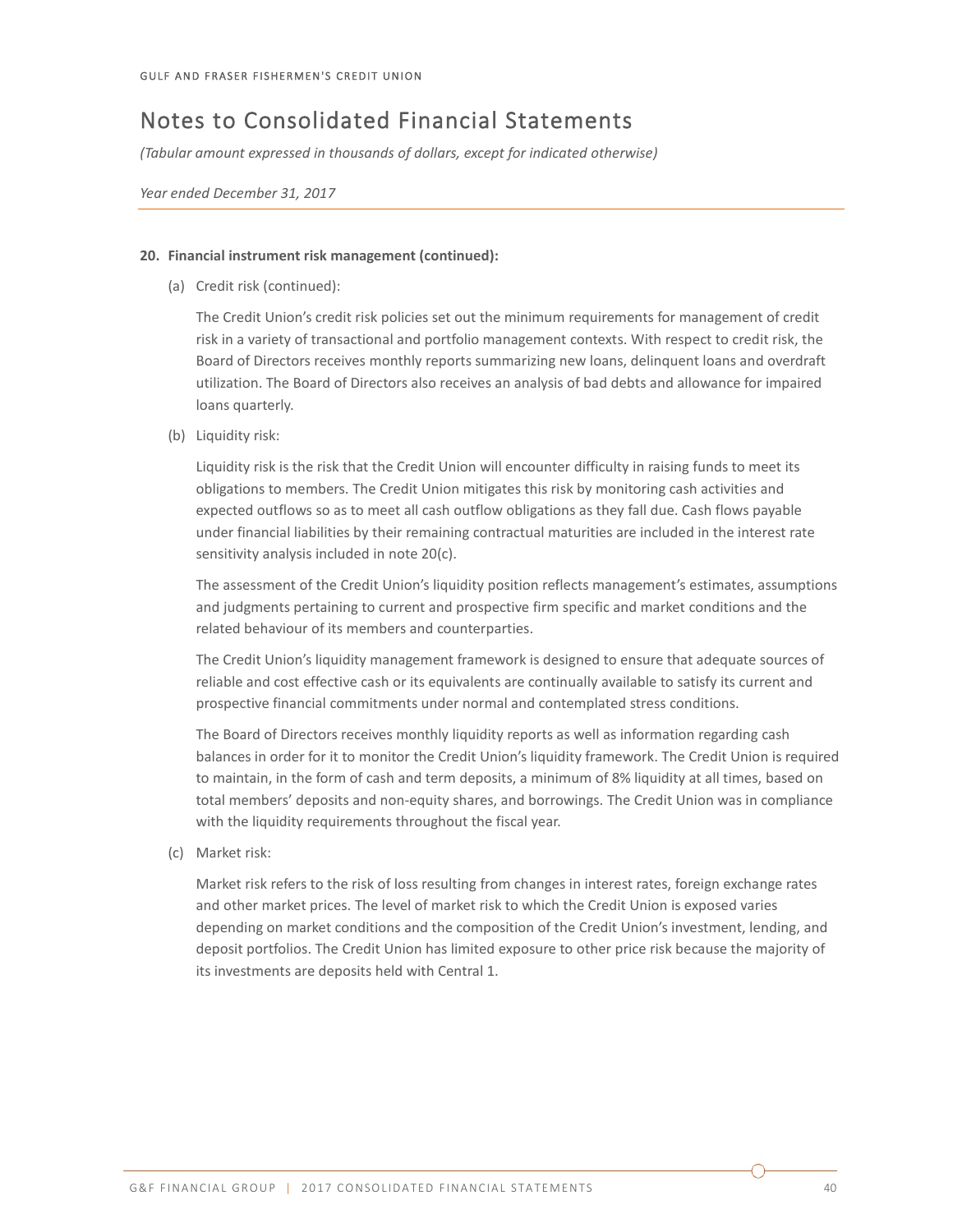# Notes to Consolidated Financial Statements

*(Tabular amount expressed in thousands of dollars, except for indicated otherwise)*

*Year ended December 31, 2017*

**20. Financial instrument risk management (continued):**

(a) Credit risk (continued):

The Credit Union's credit risk policies set out the minimum requirements for management of credit risk in a variety of transactional and portfolio management contexts. With respect to credit risk, the Board of Directors receives monthly reports summarizing new loans, delinquent loans and overdraft utilization. The Board of Directors also receives an analysis of bad debts and allowance for impaired loans quarterly.

(b) Liquidity risk:

Liquidity risk is the risk that the Credit Union will encounter difficulty in raising funds to meet its obligations to members. The Credit Union mitigates this risk by monitoring cash activities and expected outflows so as to meet all cash outflow obligations as they fall due. Cash flows payable under financial liabilities by their remaining contractual maturities are included in the interest rate sensitivity analysis included in note 20(c).

The assessment of the Credit Union's liquidity position reflects management's estimates, assumptions and judgments pertaining to current and prospective firm specific and market conditions and the related behaviour of its members and counterparties.

The Credit Union's liquidity management framework is designed to ensure that adequate sources of reliable and cost effective cash or its equivalents are continually available to satisfy its current and prospective financial commitments under normal and contemplated stress conditions.

The Board of Directors receives monthly liquidity reports as well as information regarding cash balances in order for it to monitor the Credit Union's liquidity framework. The Credit Union is required to maintain, in the form of cash and term deposits, a minimum of 8% liquidity at all times, based on total members' deposits and non-equity shares, and borrowings. The Credit Union was in compliance with the liquidity requirements throughout the fiscal year.

(c) Market risk:

Market risk refers to the risk of loss resulting from changes in interest rates, foreign exchange rates and other market prices. The level of market risk to which the Credit Union is exposed varies depending on market conditions and the composition of the Credit Union's investment, lending, and deposit portfolios. The Credit Union has limited exposure to other price risk because the majority of its investments are deposits held with Central 1.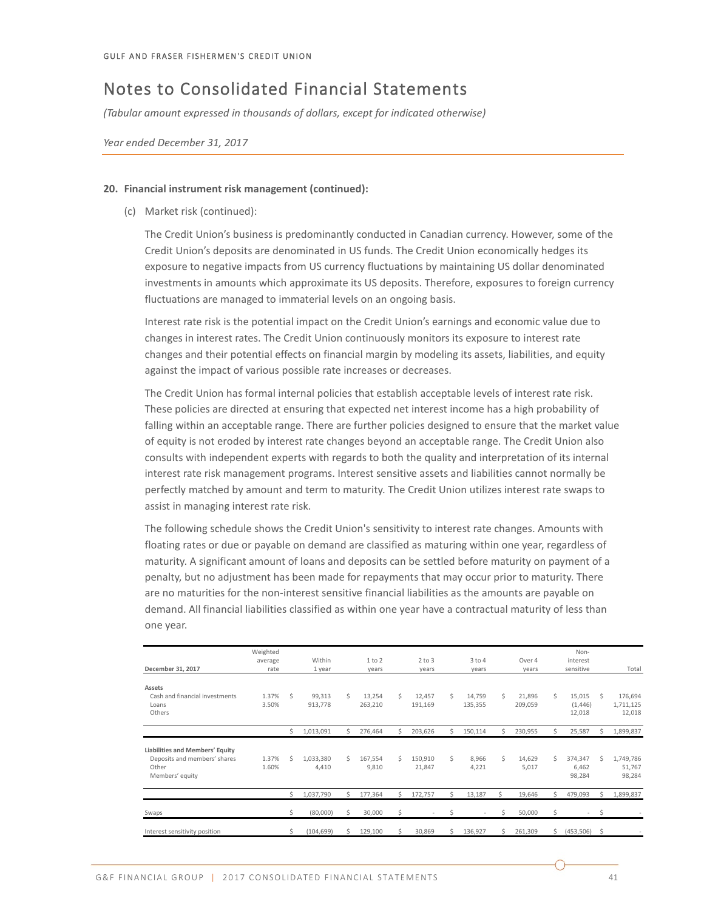# Notes to Consolidated Financial Statements

*(Tabular amount expressed in thousands of dollars, except for indicated otherwise)*

*Year ended December 31, 2017*

**20. Financial instrument risk management (continued):**

(c) Market risk (continued):

The Credit Union's business is predominantly conducted in Canadian currency. However, some of the Credit Union's deposits are denominated in US funds. The Credit Union economically hedges its exposure to negative impacts from US currency fluctuations by maintaining US dollar denominated investments in amounts which approximate its US deposits. Therefore, exposures to foreign currency fluctuations are managed to immaterial levels on an ongoing basis.

Interest rate risk is the potential impact on the Credit Union's earnings and economic value due to changes in interest rates. The Credit Union continuously monitors its exposure to interest rate changes and their potential effects on financial margin by modeling its assets, liabilities, and equity against the impact of various possible rate increases or decreases.

The Credit Union has formal internal policies that establish acceptable levels of interest rate risk. These policies are directed at ensuring that expected net interest income has a high probability of falling within an acceptable range. There are further policies designed to ensure that the market value of equity is not eroded by interest rate changes beyond an acceptable range. The Credit Union also consults with independent experts with regards to both the quality and interpretation of its internal interest rate risk management programs. Interest sensitive assets and liabilities cannot normally be perfectly matched by amount and term to maturity. The Credit Union utilizes interest rate swaps to assist in managing interest rate risk.

The following schedule shows the Credit Union's sensitivity to interest rate changes. Amounts with floating rates or due or payable on demand are classified as maturing within one year, regardless of maturity. A significant amount of loans and deposits can be settled before maturity on payment of a penalty, but no adjustment has been made for repayments that may occur prior to maturity. There are no maturities for the non-interest sensitive financial liabilities as the amounts are payable on demand. All financial liabilities classified as within one year have a contractual maturity of less than one year.

| December 31, 2017 | Weighted average rate | Within 1 year | 1 to 2 years | 2 to 3 years | 3 to 4 years | Over 4 years | Non-interest sensitive | Total |
|---|---|---|---|---|---|---|---|---|
| **Assets** | | | | | | | | |
| Cash and financial investments | 1.37% | $ 99,313 | $ 13,254 | $ 12,457 | $ 14,759 | $ 21,896 | $ 15,015 | $ 176,694 |
| Loans | 3.50% | 913,778 | 263,210 | 191,169 | 135,355 | 209,059 | (1,446) | 1,711,125 |
| Others | | | | | | | 12,018 | 12,018 |
| | | $ 1,013,091 | $ 276,464 | $ 203,626 | $ 150,114 | $ 230,955 | $ 25,587 | $ 1,899,837 |
| **Liabilities and Members' Equity** | | | | | | | | |
| Deposits and members' shares | 1.37% | $ 1,033,380 | $ 167,554 | $ 150,910 | $ 8,966 | $ 14,629 | $ 374,347 | $ 1,749,786 |
| Other | 1.60% | 4,410 | 9,810 | 21,847 | 4,221 | 5,017 | 6,462 | 51,767 |
| Members' equity | | | | | | | 98,284 | 98,284 |
| | | $ 1,037,790 | $ 177,364 | $ 172,757 | $ 13,187 | $ 19,646 | $ 479,093 | $ 1,899,837 |
| Swaps | | $ (80,000) | $ 30,000 | $ - | $ - | $ 50,000 | $ - | $ - |
| Interest sensitivity position | | $ (104,699) | $ 129,100 | $ 30,869 | $ 136,927 | $ 261,309 | $ (453,506) | $ - |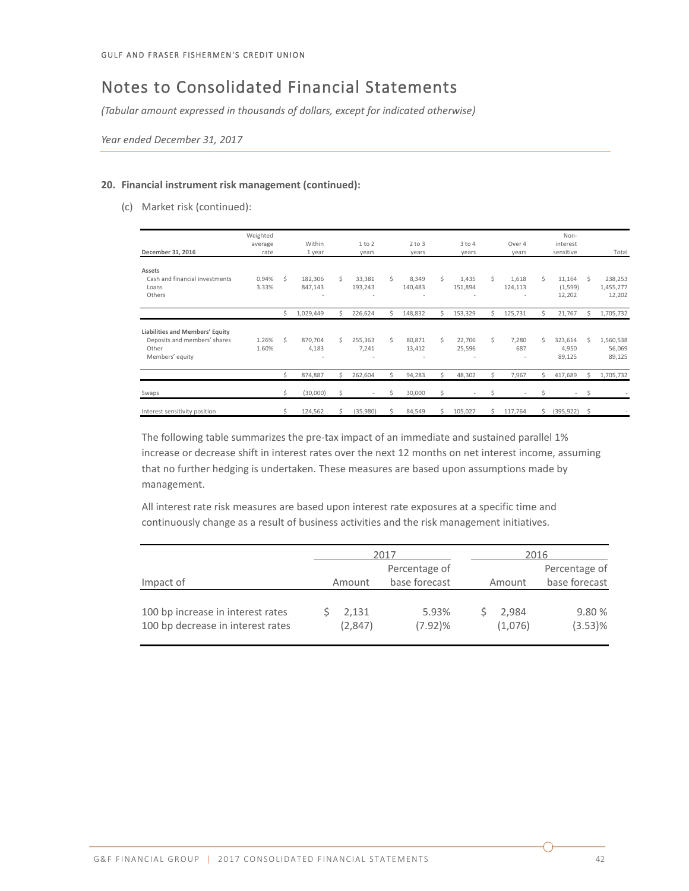## 20. Financial instrument risk management (continued):

(c) Market risk (continued):

| December 31, 2016 | Weighted average rate | Within 1 year | 1 to 2 years | 2 to 3 years | 3 to 4 years | Over 4 years | Non-interest sensitive | Total |
|---|---|---|---|---|---|---|---|---|
| **Assets** | | | | | | | | |
| Cash and financial investments | 0.94% | $ 182,306 | $ 33,381 | $ 8,349 | $ 1,435 | $ 1,618 | $ 11,164 | $ 238,253 |
| Loans | 3.33% | 847,143 | 193,243 | 140,483 | 151,894 | 124,113 | (1,599) | 1,455,277 |
| Others | | - | - | - | - | - | 12,202 | 12,202 |
| | | $ 1,029,449 | $ 226,624 | $ 148,832 | $ 153,329 | $ 125,731 | $ 21,767 | $ 1,705,732 |
| **Liabilities and Members' Equity** | | | | | | | | |
| Deposits and members' shares | 1.26% | $ 870,704 | $ 255,363 | $ 80,871 | $ 22,706 | $ 7,280 | $ 323,614 | $ 1,560,538 |
| Other | 1.60% | 4,183 | 7,241 | 13,412 | 25,596 | 687 | 4,950 | 56,069 |
| Members' equity | | - | - | - | - | - | 89,125 | 89,125 |
| | | $ 874,887 | $ 262,604 | $ 94,283 | $ 48,302 | $ 7,967 | $ 417,689 | $ 1,705,732 |
| Swaps | | $ (30,000) | $ - | $ 30,000 | $ - | $ - | $ - | $ - |
| Interest sensitivity position | | $ 124,562 | $ (35,980) | $ 84,549 | $ 105,027 | $ 117,764 | $ (395,922) | $ - |

The following table summarizes the pre-tax impact of an immediate and sustained parallel 1% increase or decrease shift in interest rates over the next 12 months on net interest income, assuming that no further hedging is undertaken. These measures are based upon assumptions made by management.

All interest rate risk measures are based upon interest rate exposures at a specific time and continuously change as a result of business activities and the risk management initiatives.

| | 2017 | | 2016 | |
|---|---|---|---|---|
| Impact of | Amount | Percentage of base forecast | Amount | Percentage of base forecast |
| 100 bp increase in interest rates | $ 2,131 | 5.93% | $ 2,984 | 9.80 % |
| 100 bp decrease in interest rates | (2,847) | (7.92)% | (1,076) | (3.53)% |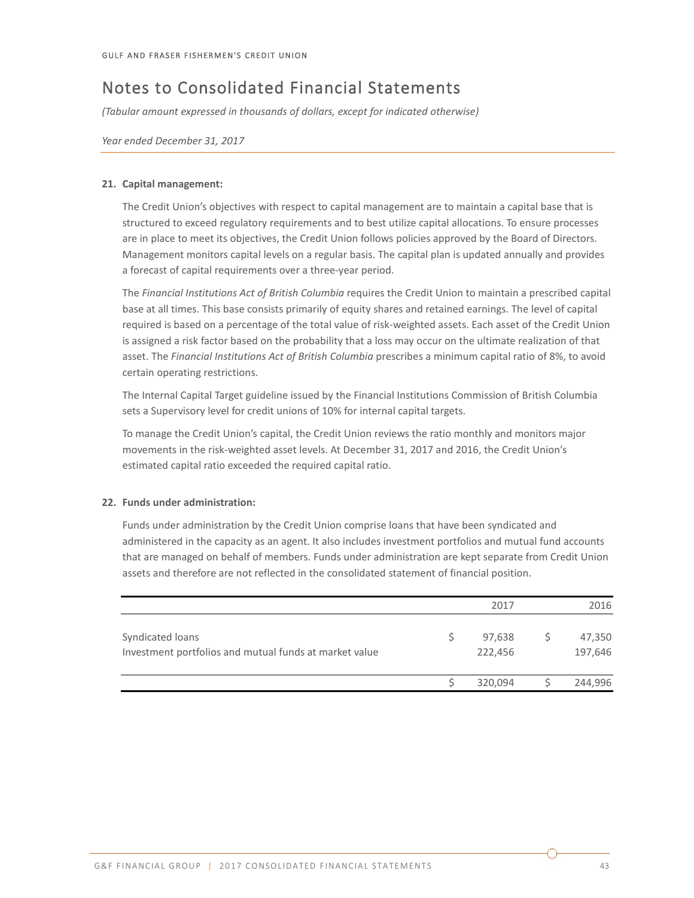# Notes to Consolidated Financial Statements

*(Tabular amount expressed in thousands of dollars, except for indicated otherwise)*

*Year ended December 31, 2017*

**21. Capital management:**

The Credit Union's objectives with respect to capital management are to maintain a capital base that is structured to exceed regulatory requirements and to best utilize capital allocations. To ensure processes are in place to meet its objectives, the Credit Union follows policies approved by the Board of Directors. Management monitors capital levels on a regular basis. The capital plan is updated annually and provides a forecast of capital requirements over a three-year period.

The *Financial Institutions Act of British Columbia* requires the Credit Union to maintain a prescribed capital base at all times. This base consists primarily of equity shares and retained earnings. The level of capital required is based on a percentage of the total value of risk-weighted assets. Each asset of the Credit Union is assigned a risk factor based on the probability that a loss may occur on the ultimate realization of that asset. The *Financial Institutions Act of British Columbia* prescribes a minimum capital ratio of 8%, to avoid certain operating restrictions.

The Internal Capital Target guideline issued by the Financial Institutions Commission of British Columbia sets a Supervisory level for credit unions of 10% for internal capital targets.

To manage the Credit Union's capital, the Credit Union reviews the ratio monthly and monitors major movements in the risk-weighted asset levels. At December 31, 2017 and 2016, the Credit Union's estimated capital ratio exceeded the required capital ratio.

**22. Funds under administration:**

Funds under administration by the Credit Union comprise loans that have been syndicated and administered in the capacity as an agent. It also includes investment portfolios and mutual fund accounts that are managed on behalf of members. Funds under administration are kept separate from Credit Union assets and therefore are not reflected in the consolidated statement of financial position.

| | 2017 | 2016 |
|---|---|---|
| Syndicated loans | $ 97,638 | $ 47,350 |
| Investment portfolios and mutual funds at market value | 222,456 | 197,646 |
| | $ 320,094 | $ 244,996 |